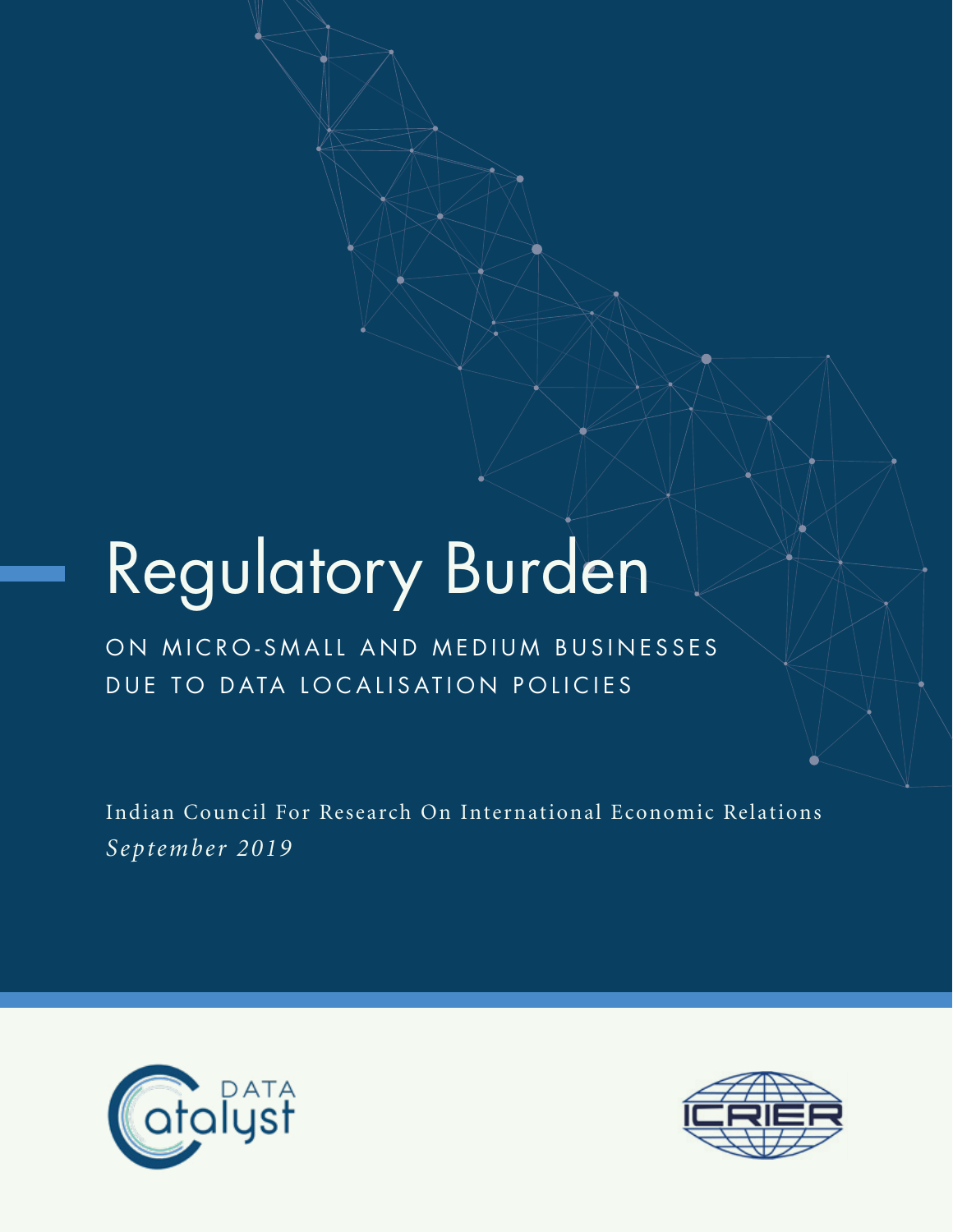# Regulatory Burden

## ON MICRO-SMALL AND MEDIUM BUSINESSES DUE TO DATA LOCALISATION POLICIES

Indian Council For Research On International Economic Relations

*September 2019*

DATA Catalyst

ICRIER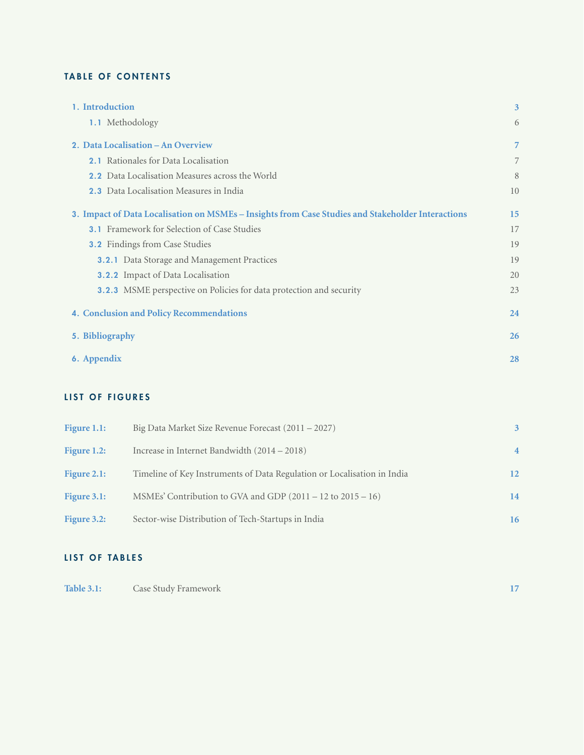## TABLE OF CONTENTS

| | |
|---|---|
| **1. Introduction** | **3** |
| 1.1 Methodology | 6 |
| **2. Data Localisation – An Overview** | **7** |
| 2.1 Rationales for Data Localisation | 7 |
| 2.2 Data Localisation Measures across the World | 8 |
| 2.3 Data Localisation Measures in India | 10 |
| **3. Impact of Data Localisation on MSMEs – Insights from Case Studies and Stakeholder Interactions** | **15** |
| 3.1 Framework for Selection of Case Studies | 17 |
| 3.2 Findings from Case Studies | 19 |
| 3.2.1 Data Storage and Management Practices | 19 |
| 3.2.2 Impact of Data Localisation | 20 |
| 3.2.3 MSME perspective on Policies for data protection and security | 23 |
| **4. Conclusion and Policy Recommendations** | **24** |
| **5. Bibliography** | **26** |
| **6. Appendix** | **28** |

## LIST OF FIGURES

| | | |
|---|---|---|
| **Figure 1.1:** | Big Data Market Size Revenue Forecast (2011 – 2027) | **3** |
| **Figure 1.2:** | Increase in Internet Bandwidth (2014 – 2018) | **4** |
| **Figure 2.1:** | Timeline of Key Instruments of Data Regulation or Localisation in India | **12** |
| **Figure 3.1:** | MSMEs' Contribution to GVA and GDP (2011 – 12 to 2015 – 16) | **14** |
| **Figure 3.2:** | Sector-wise Distribution of Tech-Startups in India | **16** |

## LIST OF TABLES

| | | |
|---|---|---|
| **Table 3.1:** | Case Study Framework | **17** |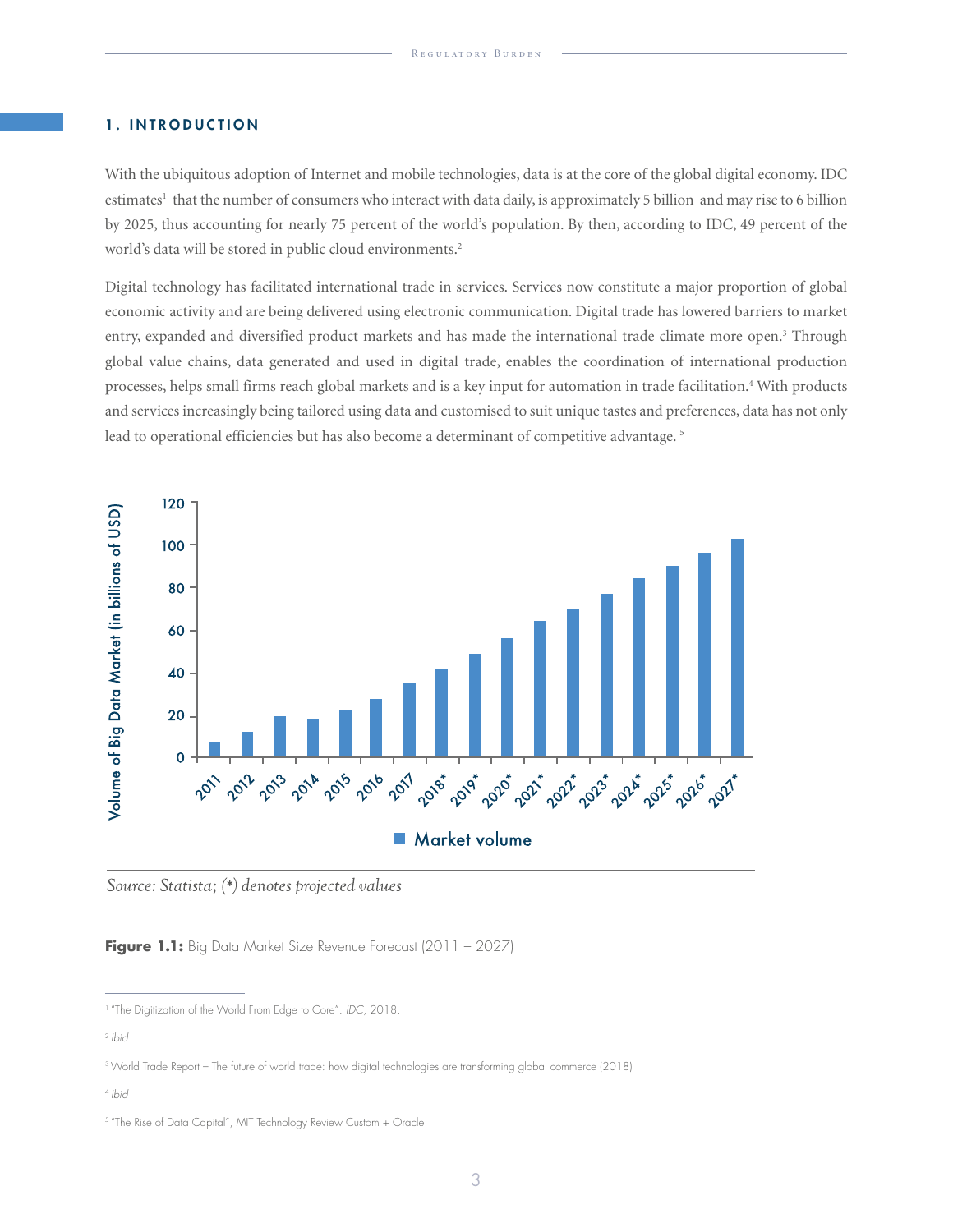## 1. INTRODUCTION

With the ubiquitous adoption of Internet and mobile technologies, data is at the core of the global digital economy. IDC estimates[1] that the number of consumers who interact with data daily, is approximately 5 billion and may rise to 6 billion by 2025, thus accounting for nearly 75 percent of the world's population. By then, according to IDC, 49 percent of the world's data will be stored in public cloud environments.[2]

Digital technology has facilitated international trade in services. Services now constitute a major proportion of global economic activity and are being delivered using electronic communication. Digital trade has lowered barriers to market entry, expanded and diversified product markets and has made the international trade climate more open.[3] Through global value chains, data generated and used in digital trade, enables the coordination of international production processes, helps small firms reach global markets and is a key input for automation in trade facilitation.[4] With products and services increasingly being tailored using data and customised to suit unique tastes and preferences, data has not only lead to operational efficiencies but has also become a determinant of competitive advantage.[5]

*Source: Statista; (*) denotes projected values*

**Figure 1.1:** Big Data Market Size Revenue Forecast (2011 – 2027)

---

[1] "The Digitization of the World From Edge to Core". *IDC*, 2018.

[2] *Ibid*

[3] World Trade Report – The future of world trade: how digital technologies are transforming global commerce (2018)

[4] *Ibid*

[5] "The Rise of Data Capital", MIT Technology Review Custom + Oracle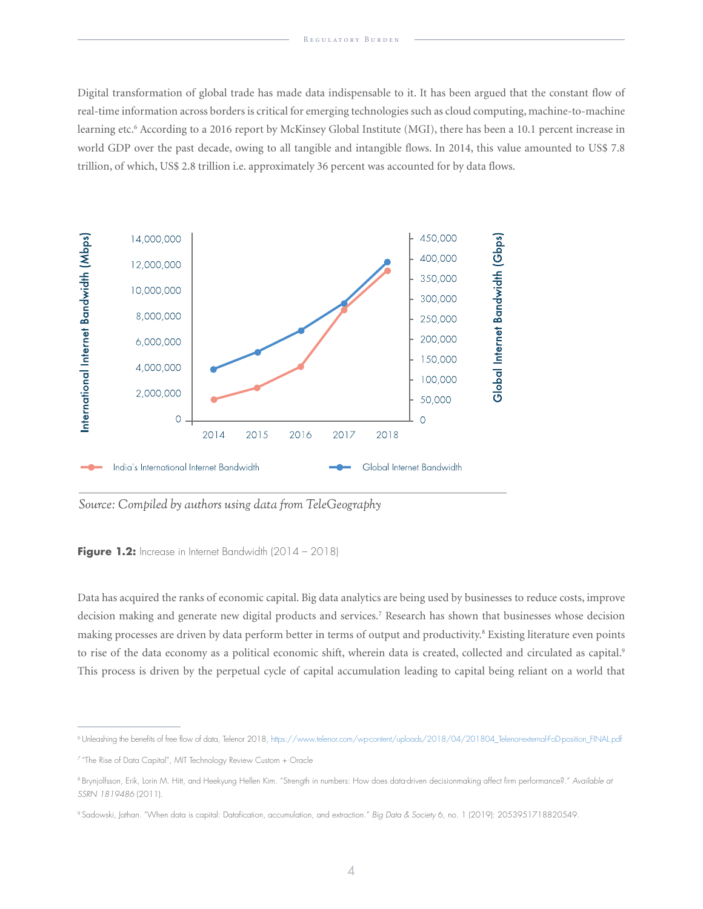Digital transformation of global trade has made data indispensable to it. It has been argued that the constant flow of real-time information across borders is critical for emerging technologies such as cloud computing, machine-to-machine learning etc.[6] According to a 2016 report by McKinsey Global Institute (MGI), there has been a 10.1 percent increase in world GDP over the past decade, owing to all tangible and intangible flows. In 2014, this value amounted to US$ 7.8 trillion, of which, US$ 2.8 trillion i.e. approximately 36 percent was accounted for by data flows.

*Source: Compiled by authors using data from TeleGeography*

**Figure 1.2:** Increase in Internet Bandwidth (2014 – 2018)

Data has acquired the ranks of economic capital. Big data analytics are being used by businesses to reduce costs, improve decision making and generate new digital products and services.[7] Research has shown that businesses whose decision making processes are driven by data perform better in terms of output and productivity.[8] Existing literature even points to rise of the data economy as a political economic shift, wherein data is created, collected and circulated as capital.[9] This process is driven by the perpetual cycle of capital accumulation leading to capital being reliant on a world that

---

[6] Unleashing the benefits of free flow of data, Telenor 2018, https://www.telenor.com/wp-content/uploads/2018/04/201804_Telenor-external-FoD-position_FINAL.pdf

[7] "The Rise of Data Capital", MIT Technology Review Custom + Oracle

[8] Brynjolfsson, Erik, Lorin M. Hitt, and Heekyung Hellen Kim. "Strength in numbers: How does data-driven decisionmaking affect firm performance?." *Available at SSRN 1819486* (2011).

[9] Sadowski, Jathan. "When data is capital: Datafication, accumulation, and extraction." *Big Data & Society* 6, no. 1 (2019): 2053951718820549.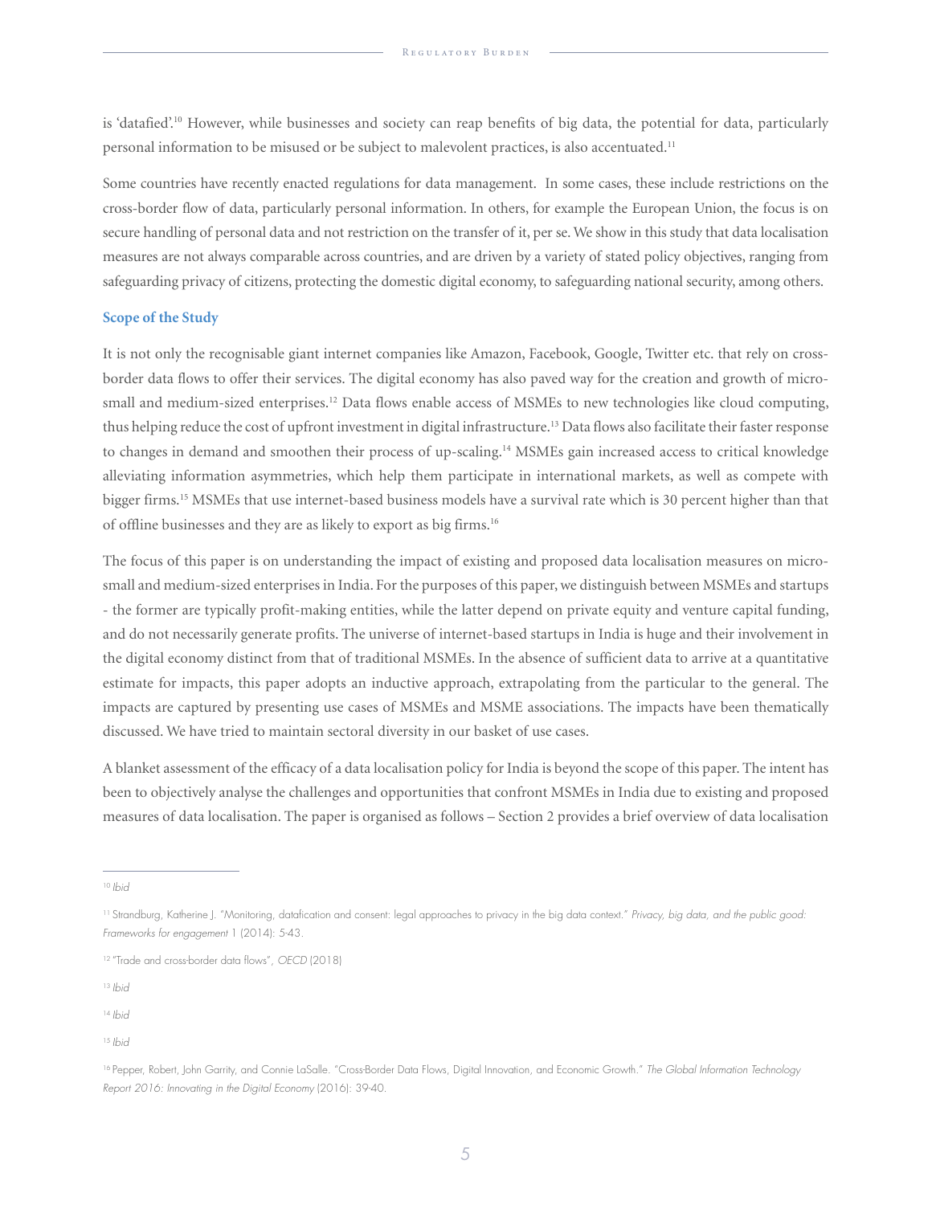is 'datafied'.[10] However, while businesses and society can reap benefits of big data, the potential for data, particularly personal information to be misused or be subject to malevolent practices, is also accentuated.[11]

Some countries have recently enacted regulations for data management. In some cases, these include restrictions on the cross-border flow of data, particularly personal information. In others, for example the European Union, the focus is on secure handling of personal data and not restriction on the transfer of it, per se. We show in this study that data localisation measures are not always comparable across countries, and are driven by a variety of stated policy objectives, ranging from safeguarding privacy of citizens, protecting the domestic digital economy, to safeguarding national security, among others.

### Scope of the Study

It is not only the recognisable giant internet companies like Amazon, Facebook, Google, Twitter etc. that rely on cross-border data flows to offer their services. The digital economy has also paved way for the creation and growth of micro-small and medium-sized enterprises.[12] Data flows enable access of MSMEs to new technologies like cloud computing, thus helping reduce the cost of upfront investment in digital infrastructure.[13] Data flows also facilitate their faster response to changes in demand and smoothen their process of up-scaling.[14] MSMEs gain increased access to critical knowledge alleviating information asymmetries, which help them participate in international markets, as well as compete with bigger firms.[15] MSMEs that use internet-based business models have a survival rate which is 30 percent higher than that of offline businesses and they are as likely to export as big firms.[16]

The focus of this paper is on understanding the impact of existing and proposed data localisation measures on micro-small and medium-sized enterprises in India. For the purposes of this paper, we distinguish between MSMEs and startups - the former are typically profit-making entities, while the latter depend on private equity and venture capital funding, and do not necessarily generate profits. The universe of internet-based startups in India is huge and their involvement in the digital economy distinct from that of traditional MSMEs. In the absence of sufficient data to arrive at a quantitative estimate for impacts, this paper adopts an inductive approach, extrapolating from the particular to the general. The impacts are captured by presenting use cases of MSMEs and MSME associations. The impacts have been thematically discussed. We have tried to maintain sectoral diversity in our basket of use cases.

A blanket assessment of the efficacy of a data localisation policy for India is beyond the scope of this paper. The intent has been to objectively analyse the challenges and opportunities that confront MSMEs in India due to existing and proposed measures of data localisation. The paper is organised as follows – Section 2 provides a brief overview of data localisation

---

[10] *Ibid*

[11] Strandburg, Katherine J. "Monitoring, datafication and consent: legal approaches to privacy in the big data context." *Privacy, big data, and the public good: Frameworks for engagement* 1 (2014): 5-43.

[12] "Trade and cross-border data flows", *OECD* (2018)

[13] *Ibid*

[14] *Ibid*

[15] *Ibid*

[16] Pepper, Robert, John Garrity, and Connie LaSalle. "Cross-Border Data Flows, Digital Innovation, and Economic Growth." *The Global Information Technology Report 2016: Innovating in the Digital Economy* (2016): 39-40.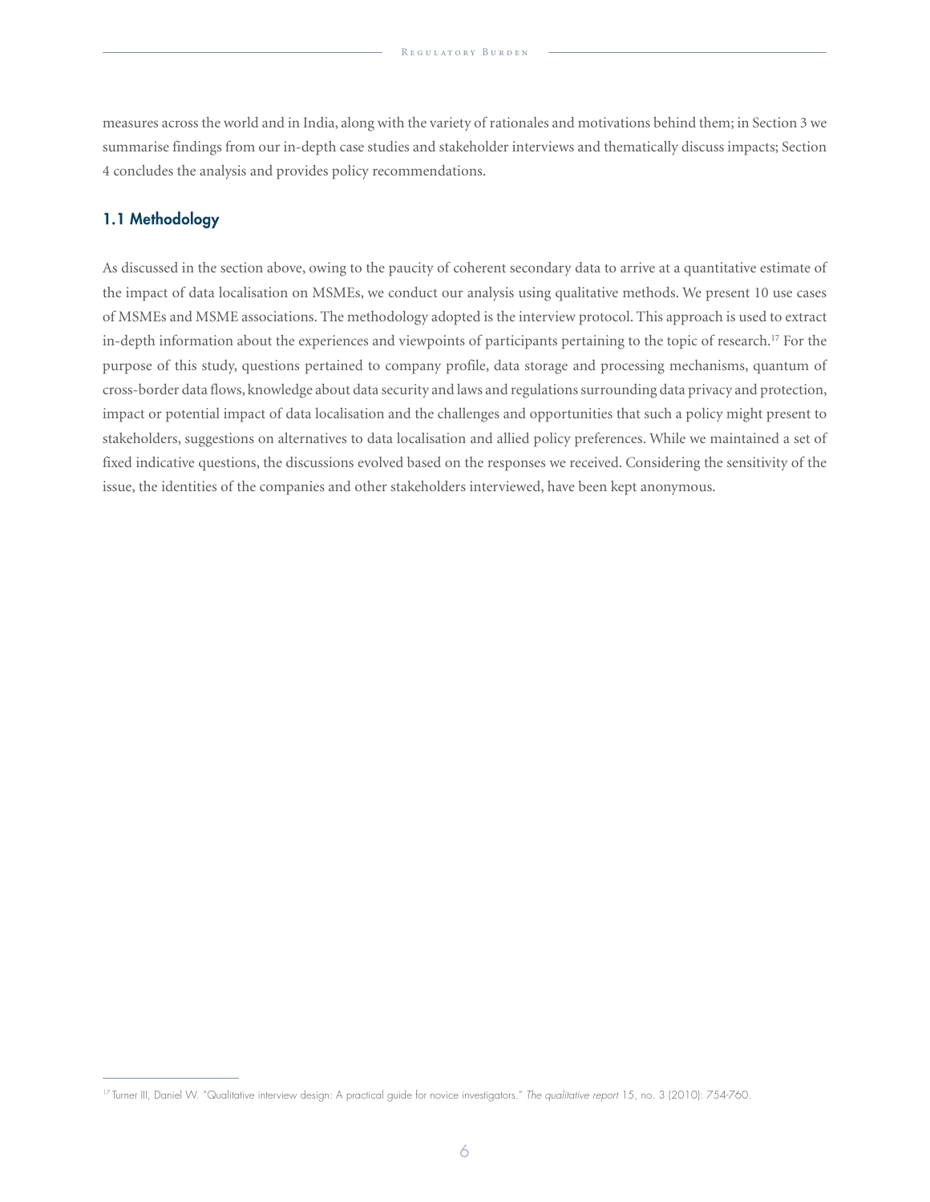measures across the world and in India, along with the variety of rationales and motivations behind them; in Section 3 we summarise findings from our in-depth case studies and stakeholder interviews and thematically discuss impacts; Section 4 concludes the analysis and provides policy recommendations.

### 1.1 Methodology

As discussed in the section above, owing to the paucity of coherent secondary data to arrive at a quantitative estimate of the impact of data localisation on MSMEs, we conduct our analysis using qualitative methods. We present 10 use cases of MSMEs and MSME associations. The methodology adopted is the interview protocol. This approach is used to extract in-depth information about the experiences and viewpoints of participants pertaining to the topic of research.[17] For the purpose of this study, questions pertained to company profile, data storage and processing mechanisms, quantum of cross-border data flows, knowledge about data security and laws and regulations surrounding data privacy and protection, impact or potential impact of data localisation and the challenges and opportunities that such a policy might present to stakeholders, suggestions on alternatives to data localisation and allied policy preferences. While we maintained a set of fixed indicative questions, the discussions evolved based on the responses we received. Considering the sensitivity of the issue, the identities of the companies and other stakeholders interviewed, have been kept anonymous.

---

[17] Turner III, Daniel W. "Qualitative interview design: A practical guide for novice investigators." *The qualitative report* 15, no. 3 (2010): 754-760.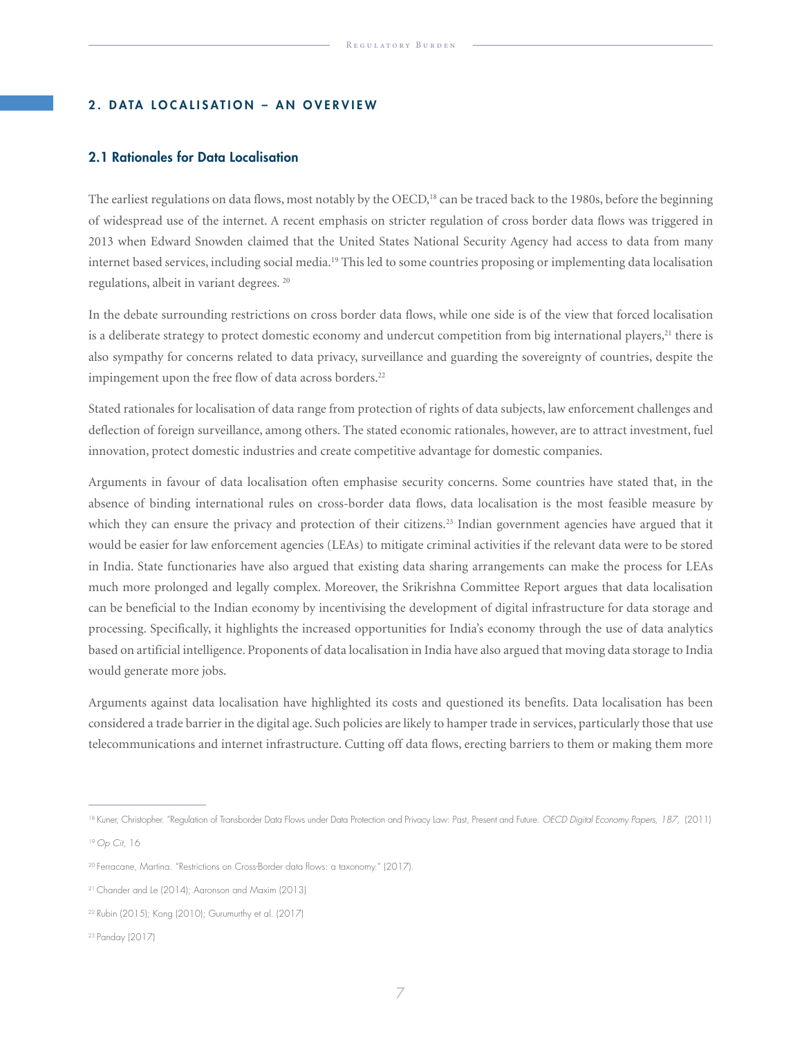## 2. DATA LOCALISATION – AN OVERVIEW

### 2.1 Rationales for Data Localisation

The earliest regulations on data flows, most notably by the OECD,[18] can be traced back to the 1980s, before the beginning of widespread use of the internet. A recent emphasis on stricter regulation of cross border data flows was triggered in 2013 when Edward Snowden claimed that the United States National Security Agency had access to data from many internet based services, including social media.[19] This led to some countries proposing or implementing data localisation regulations, albeit in variant degrees. [20]

In the debate surrounding restrictions on cross border data flows, while one side is of the view that forced localisation is a deliberate strategy to protect domestic economy and undercut competition from big international players,[21] there is also sympathy for concerns related to data privacy, surveillance and guarding the sovereignty of countries, despite the impingement upon the free flow of data across borders.[22]

Stated rationales for localisation of data range from protection of rights of data subjects, law enforcement challenges and deflection of foreign surveillance, among others. The stated economic rationales, however, are to attract investment, fuel innovation, protect domestic industries and create competitive advantage for domestic companies.

Arguments in favour of data localisation often emphasise security concerns. Some countries have stated that, in the absence of binding international rules on cross-border data flows, data localisation is the most feasible measure by which they can ensure the privacy and protection of their citizens.[23] Indian government agencies have argued that it would be easier for law enforcement agencies (LEAs) to mitigate criminal activities if the relevant data were to be stored in India. State functionaries have also argued that existing data sharing arrangements can make the process for LEAs much more prolonged and legally complex. Moreover, the Srikrishna Committee Report argues that data localisation can be beneficial to the Indian economy by incentivising the development of digital infrastructure for data storage and processing. Specifically, it highlights the increased opportunities for India's economy through the use of data analytics based on artificial intelligence. Proponents of data localisation in India have also argued that moving data storage to India would generate more jobs.

Arguments against data localisation have highlighted its costs and questioned its benefits. Data localisation has been considered a trade barrier in the digital age. Such policies are likely to hamper trade in services, particularly those that use telecommunications and internet infrastructure. Cutting off data flows, erecting barriers to them or making them more

---

[18] Kuner, Christopher. "Regulation of Transborder Data Flows under Data Protection and Privacy Law: Past, Present and Future. *OECD Digital Economy Papers, 187,* (2011)

[19] *Op Cit,* 16

[20] Ferracane, Martina. "Restrictions on Cross-Border data flows: a taxonomy." (2017).

[21] Chander and Le (2014); Aaronson and Maxim (2013)

[22] Rubin (2015); Kong (2010); Gurumurthy et al. (2017)

[23] Panday (2017)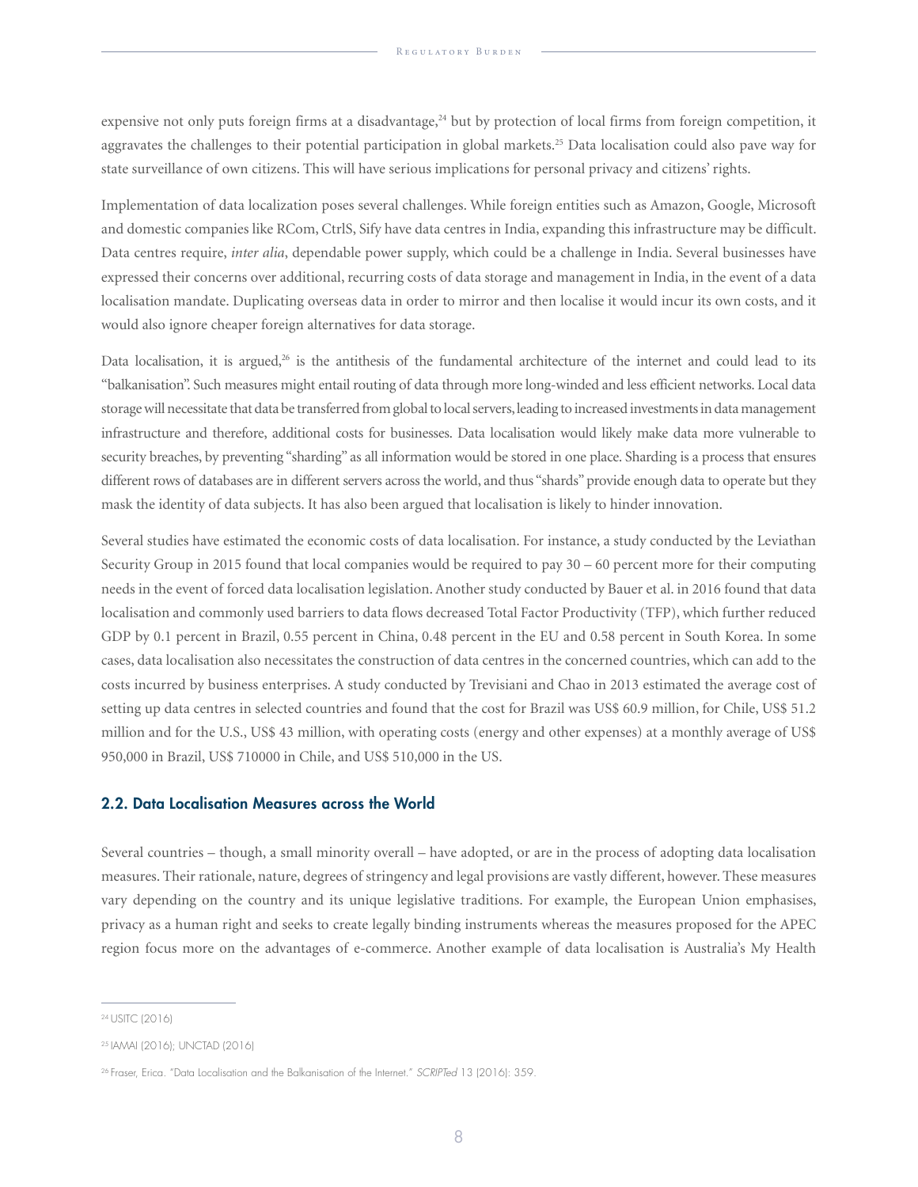expensive not only puts foreign firms at a disadvantage,[24] but by protection of local firms from foreign competition, it aggravates the challenges to their potential participation in global markets.[25] Data localisation could also pave way for state surveillance of own citizens. This will have serious implications for personal privacy and citizens' rights.

Implementation of data localization poses several challenges. While foreign entities such as Amazon, Google, Microsoft and domestic companies like RCom, CtrlS, Sify have data centres in India, expanding this infrastructure may be difficult. Data centres require, *inter alia*, dependable power supply, which could be a challenge in India. Several businesses have expressed their concerns over additional, recurring costs of data storage and management in India, in the event of a data localisation mandate. Duplicating overseas data in order to mirror and then localise it would incur its own costs, and it would also ignore cheaper foreign alternatives for data storage.

Data localisation, it is argued,[26] is the antithesis of the fundamental architecture of the internet and could lead to its "balkanisation". Such measures might entail routing of data through more long-winded and less efficient networks. Local data storage will necessitate that data be transferred from global to local servers, leading to increased investments in data management infrastructure and therefore, additional costs for businesses. Data localisation would likely make data more vulnerable to security breaches, by preventing "sharding" as all information would be stored in one place. Sharding is a process that ensures different rows of databases are in different servers across the world, and thus "shards" provide enough data to operate but they mask the identity of data subjects. It has also been argued that localisation is likely to hinder innovation.

Several studies have estimated the economic costs of data localisation. For instance, a study conducted by the Leviathan Security Group in 2015 found that local companies would be required to pay 30 – 60 percent more for their computing needs in the event of forced data localisation legislation. Another study conducted by Bauer et al. in 2016 found that data localisation and commonly used barriers to data flows decreased Total Factor Productivity (TFP), which further reduced GDP by 0.1 percent in Brazil, 0.55 percent in China, 0.48 percent in the EU and 0.58 percent in South Korea. In some cases, data localisation also necessitates the construction of data centres in the concerned countries, which can add to the costs incurred by business enterprises. A study conducted by Trevisiani and Chao in 2013 estimated the average cost of setting up data centres in selected countries and found that the cost for Brazil was US$ 60.9 million, for Chile, US$ 51.2 million and for the U.S., US$ 43 million, with operating costs (energy and other expenses) at a monthly average of US$ 950,000 in Brazil, US$ 710000 in Chile, and US$ 510,000 in the US.

## 2.2. Data Localisation Measures across the World

Several countries – though, a small minority overall – have adopted, or are in the process of adopting data localisation measures. Their rationale, nature, degrees of stringency and legal provisions are vastly different, however. These measures vary depending on the country and its unique legislative traditions. For example, the European Union emphasises, privacy as a human right and seeks to create legally binding instruments whereas the measures proposed for the APEC region focus more on the advantages of e-commerce. Another example of data localisation is Australia's My Health

---

[24] USITC (2016)

[25] IAMAI (2016); UNCTAD (2016)

[26] Fraser, Erica. "Data Localisation and the Balkanisation of the Internet." *SCRIPTed* 13 (2016): 359.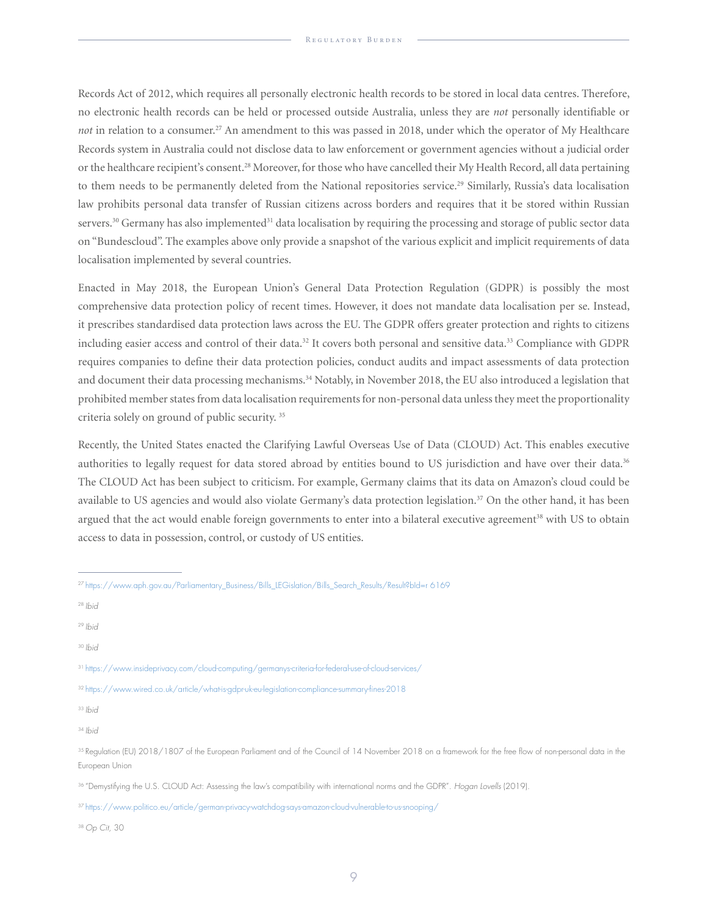Records Act of 2012, which requires all personally electronic health records to be stored in local data centres. Therefore, no electronic health records can be held or processed outside Australia, unless they are *not* personally identifiable or *not* in relation to a consumer.[27] An amendment to this was passed in 2018, under which the operator of My Healthcare Records system in Australia could not disclose data to law enforcement or government agencies without a judicial order or the healthcare recipient's consent.[28] Moreover, for those who have cancelled their My Health Record, all data pertaining to them needs to be permanently deleted from the National repositories service.[29] Similarly, Russia's data localisation law prohibits personal data transfer of Russian citizens across borders and requires that it be stored within Russian servers.[30] Germany has also implemented[31] data localisation by requiring the processing and storage of public sector data on "Bundescloud". The examples above only provide a snapshot of the various explicit and implicit requirements of data localisation implemented by several countries.

Enacted in May 2018, the European Union's General Data Protection Regulation (GDPR) is possibly the most comprehensive data protection policy of recent times. However, it does not mandate data localisation per se. Instead, it prescribes standardised data protection laws across the EU. The GDPR offers greater protection and rights to citizens including easier access and control of their data.[32] It covers both personal and sensitive data.[33] Compliance with GDPR requires companies to define their data protection policies, conduct audits and impact assessments of data protection and document their data processing mechanisms.[34] Notably, in November 2018, the EU also introduced a legislation that prohibited member states from data localisation requirements for non-personal data unless they meet the proportionality criteria solely on ground of public security.[35]

Recently, the United States enacted the Clarifying Lawful Overseas Use of Data (CLOUD) Act. This enables executive authorities to legally request for data stored abroad by entities bound to US jurisdiction and have over their data.[36] The CLOUD Act has been subject to criticism. For example, Germany claims that its data on Amazon's cloud could be available to US agencies and would also violate Germany's data protection legislation.[37] On the other hand, it has been argued that the act would enable foreign governments to enter into a bilateral executive agreement[38] with US to obtain access to data in possession, control, or custody of US entities.

---

[27] https://www.aph.gov.au/Parliamentary_Business/Bills_LEGislation/Bills_Search_Results/Result?bId=r 6169

[28] *Ibid*

[29] *Ibid*

[30] *Ibid*

[31] https://www.insideprivacy.com/cloud-computing/germanys-criteria-for-federal-use-of-cloud-services/

[32] https://www.wired.co.uk/article/what-is-gdpr-uk-eu-legislation-compliance-summary-fines-2018

[33] *Ibid*

[34] *Ibid*

[35] Regulation (EU) 2018/1807 of the European Parliament and of the Council of 14 November 2018 on a framework for the free flow of non-personal data in the European Union

[36] "Demystifying the U.S. CLOUD Act: Assessing the law's compatibility with international norms and the GDPR". *Hogan Lovells* (2019).

[37] https://www.politico.eu/article/german-privacy-watchdog-says-amazon-cloud-vulnerable-to-us-snooping/

[38] *Op Cit,* 30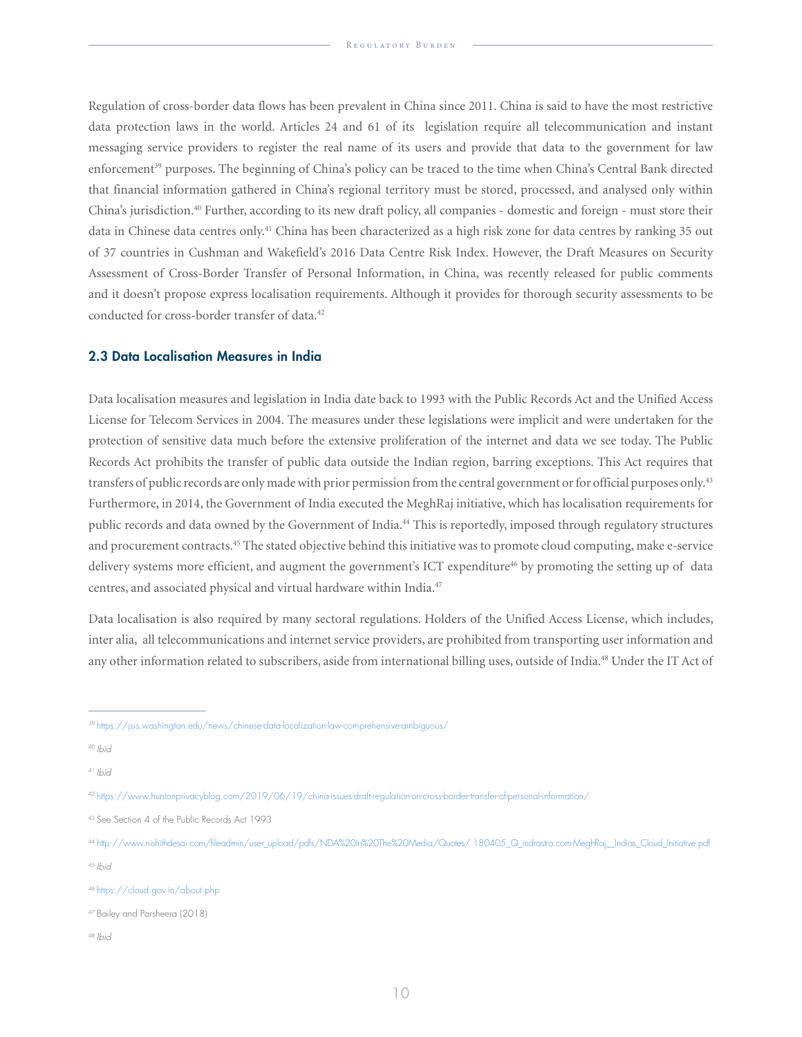Regulation of cross-border data flows has been prevalent in China since 2011. China is said to have the most restrictive data protection laws in the world. Articles 24 and 61 of its legislation require all telecommunication and instant messaging service providers to register the real name of its users and provide that data to the government for law enforcement[39] purposes. The beginning of China's policy can be traced to the time when China's Central Bank directed that financial information gathered in China's regional territory must be stored, processed, and analysed only within China's jurisdiction.[40] Further, according to its new draft policy, all companies - domestic and foreign - must store their data in Chinese data centres only.[41] China has been characterized as a high risk zone for data centres by ranking 35 out of 37 countries in Cushman and Wakefield's 2016 Data Centre Risk Index. However, the Draft Measures on Security Assessment of Cross-Border Transfer of Personal Information, in China, was recently released for public comments and it doesn't propose express localisation requirements. Although it provides for thorough security assessments to be conducted for cross-border transfer of data.[42]

## 2.3 Data Localisation Measures in India

Data localisation measures and legislation in India date back to 1993 with the Public Records Act and the Unified Access License for Telecom Services in 2004. The measures under these legislations were implicit and were undertaken for the protection of sensitive data much before the extensive proliferation of the internet and data we see today. The Public Records Act prohibits the transfer of public data outside the Indian region, barring exceptions. This Act requires that transfers of public records are only made with prior permission from the central government or for official purposes only.[43] Furthermore, in 2014, the Government of India executed the MeghRaj initiative, which has localisation requirements for public records and data owned by the Government of India.[44] This is reportedly, imposed through regulatory structures and procurement contracts.[45] The stated objective behind this initiative was to promote cloud computing, make e-service delivery systems more efficient, and augment the government's ICT expenditure[46] by promoting the setting up of data centres, and associated physical and virtual hardware within India.[47]

Data localisation is also required by many sectoral regulations. Holders of the Unified Access License, which includes, inter alia, all telecommunications and internet service providers, are prohibited from transporting user information and any other information related to subscribers, aside from international billing uses, outside of India.[48] Under the IT Act of

---

[39] https://jsis.washington.edu/news/chinese-data-localization-law-comprehensive-ambiguous/

[40] *Ibid*

[41] *Ibid*

[42] https://www.huntonprivacyblog.com/2019/06/19/china-issues-draft-regulation-on-cross-border-transfer-of-personal-information/

[43] See Section 4 of the Public Records Act 1993

[44] http://www.nishithdesai.com/fileadmin/user_upload/pdfs/NDA%20In%20The%20Media/Quotes/ 180405_Q_indrastra.com-MeghRaj__Indias_Cloud_Initiative.pdf

[45] *Ibid*

[46] https://cloud.gov.in/about.php

[47] Bailey and Parsheera (2018)

[48] *Ibid*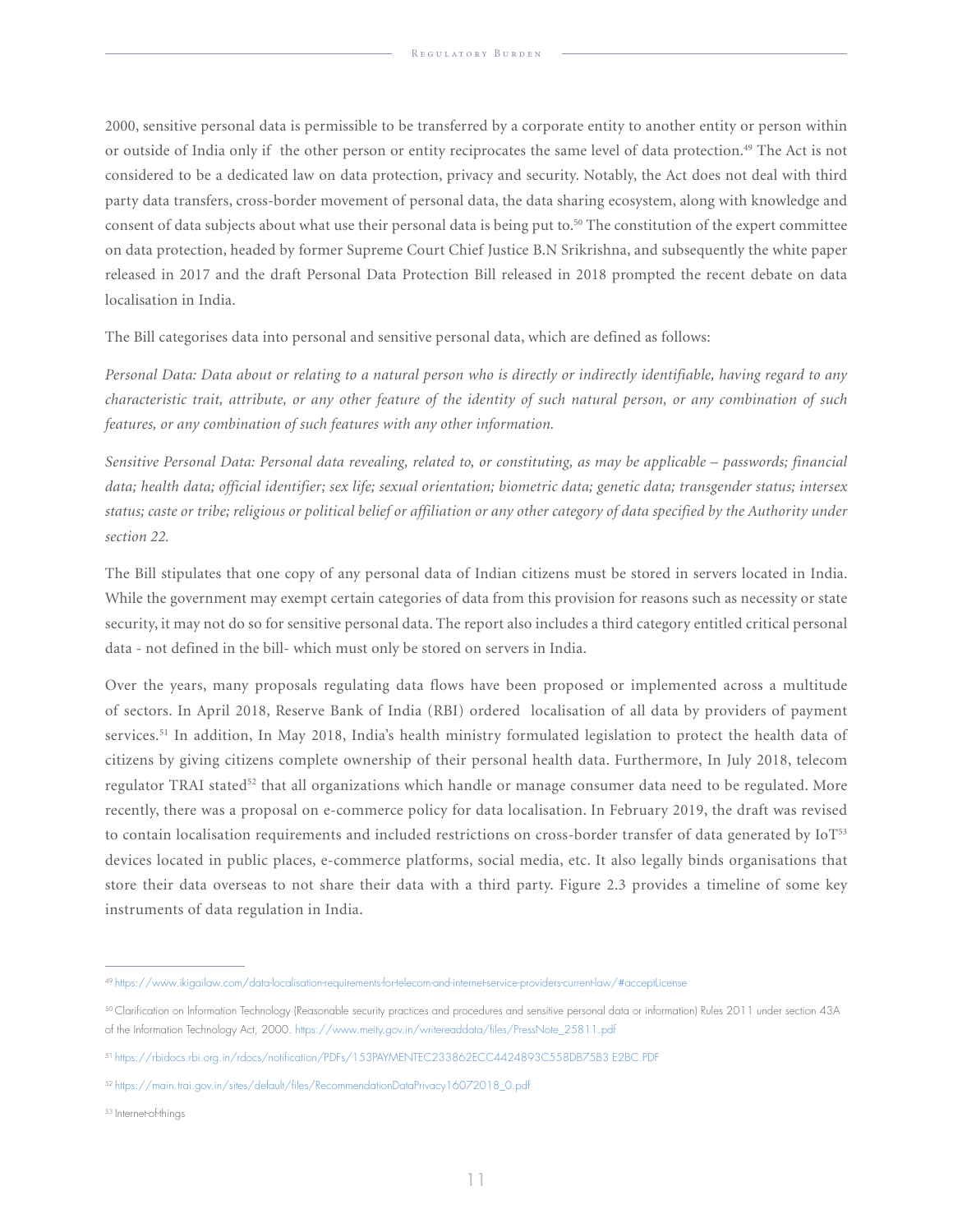2000, sensitive personal data is permissible to be transferred by a corporate entity to another entity or person within or outside of India only if the other person or entity reciprocates the same level of data protection.[49] The Act is not considered to be a dedicated law on data protection, privacy and security. Notably, the Act does not deal with third party data transfers, cross-border movement of personal data, the data sharing ecosystem, along with knowledge and consent of data subjects about what use their personal data is being put to.[50] The constitution of the expert committee on data protection, headed by former Supreme Court Chief Justice B.N Srikrishna, and subsequently the white paper released in 2017 and the draft Personal Data Protection Bill released in 2018 prompted the recent debate on data localisation in India.

The Bill categorises data into personal and sensitive personal data, which are defined as follows:

*Personal Data: Data about or relating to a natural person who is directly or indirectly identifiable, having regard to any characteristic trait, attribute, or any other feature of the identity of such natural person, or any combination of such features, or any combination of such features with any other information.*

*Sensitive Personal Data: Personal data revealing, related to, or constituting, as may be applicable – passwords; financial data; health data; official identifier; sex life; sexual orientation; biometric data; genetic data; transgender status; intersex status; caste or tribe; religious or political belief or affiliation or any other category of data specified by the Authority under section 22.*

The Bill stipulates that one copy of any personal data of Indian citizens must be stored in servers located in India. While the government may exempt certain categories of data from this provision for reasons such as necessity or state security, it may not do so for sensitive personal data. The report also includes a third category entitled critical personal data - not defined in the bill- which must only be stored on servers in India.

Over the years, many proposals regulating data flows have been proposed or implemented across a multitude of sectors. In April 2018, Reserve Bank of India (RBI) ordered localisation of all data by providers of payment services.[51] In addition, In May 2018, India's health ministry formulated legislation to protect the health data of citizens by giving citizens complete ownership of their personal health data. Furthermore, In July 2018, telecom regulator TRAI stated[52] that all organizations which handle or manage consumer data need to be regulated. More recently, there was a proposal on e-commerce policy for data localisation. In February 2019, the draft was revised to contain localisation requirements and included restrictions on cross-border transfer of data generated by IoT[53] devices located in public places, e-commerce platforms, social media, etc. It also legally binds organisations that store their data overseas to not share their data with a third party. Figure 2.3 provides a timeline of some key instruments of data regulation in India.

---

[49] https://www.ikigailaw.com/data-localisation-requirements-for-telecom-and-internet-service-providers-current-law/#acceptLicense

[50] Clarification on Information Technology (Reasonable security practices and procedures and sensitive personal data or information) Rules 2011 under section 43A of the Information Technology Act, 2000. https://www.meity.gov.in/writereaddata/files/PressNote_25811.pdf

[51] https://rbidocs.rbi.org.in/rdocs/notification/PDFs/153PAYMENTEC233862ECC4424893C558DB75B3 E2BC.PDF

[52] https://main.trai.gov.in/sites/default/files/RecommendationDataPrivacy16072018_0.pdf

[53] Internet-of-things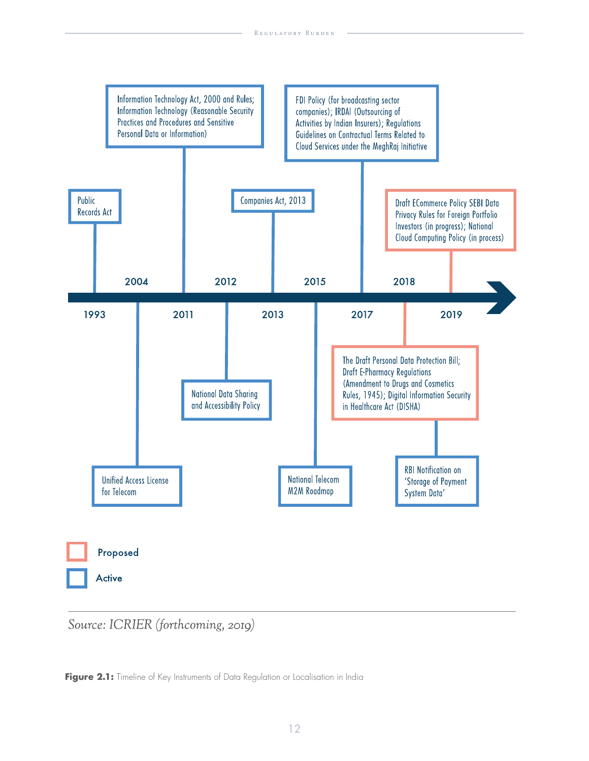| Year | Instrument | Status |
|---|---|---|
| 1993 | Public Records Act | Active |
| 2004 | Unified Access License for Telecom | Active |
| 2011 | Information Technology Act, 2000 and Rules; Information Technology (Reasonable Security Practices and Procedures and Sensitive Personal Data or Information) | Active |
| 2012 | National Data Sharing and Accessibility Policy | Active |
| 2013 | Companies Act, 2013 | Active |
| 2015 | National Telecom M2M Roadmap | Active |
| 2017 | FDI Policy (for broadcasting sector companies); IRDAI (Outsourcing of Activities by Indian Insurers); Regulations Guidelines on Contractual Terms Related to Cloud Services under the MeghRaj Initiative | Active |
| 2018 | The Draft Personal Data Protection Bill; Draft E-Pharmacy Regulations (Amendment to Drugs and Cosmetics Rules, 1945); Digital Information Security in Healthcare Act (DISHA) | Proposed |
| 2018 | RBI Notification on 'Storage of Payment System Data' | Active |
| 2019 | Draft ECommerce Policy SEBI Data Privacy Rules for Foreign Portfolio Investors (in progress); National Cloud Computing Policy (in process) | Proposed |

*Source: ICRIER (forthcoming, 2019)*

**Figure 2.1:** Timeline of Key Instruments of Data Regulation or Localisation in India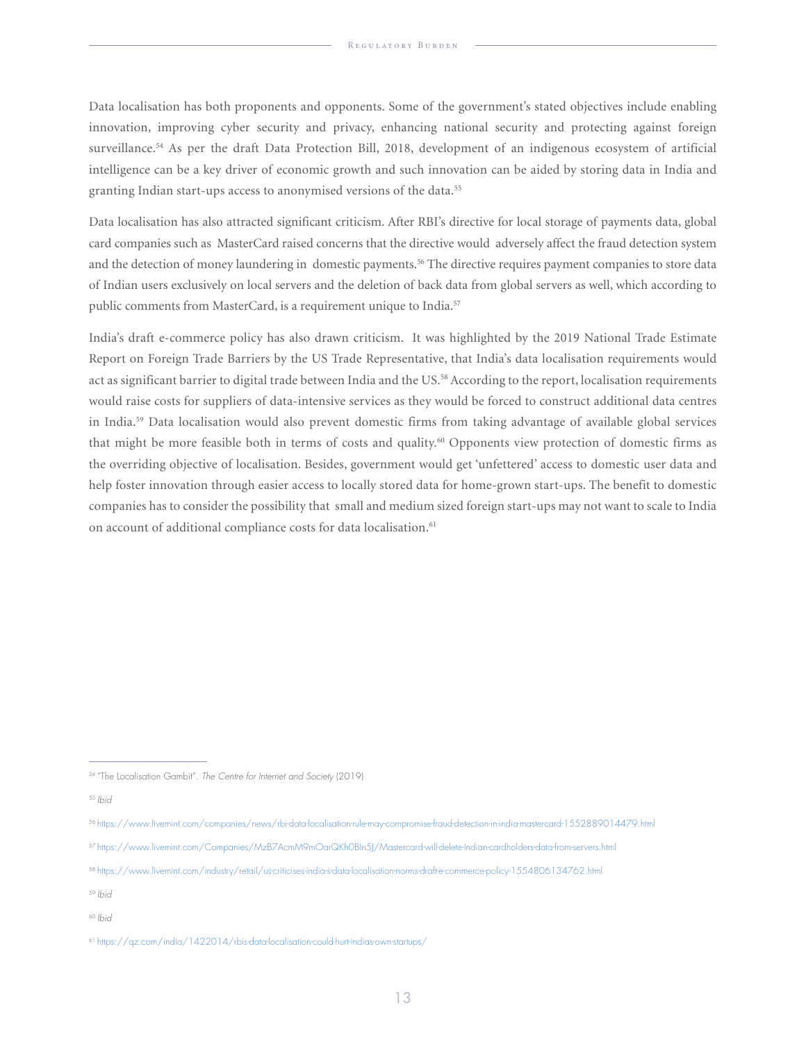Data localisation has both proponents and opponents. Some of the government's stated objectives include enabling innovation, improving cyber security and privacy, enhancing national security and protecting against foreign surveillance.[54] As per the draft Data Protection Bill, 2018, development of an indigenous ecosystem of artificial intelligence can be a key driver of economic growth and such innovation can be aided by storing data in India and granting Indian start-ups access to anonymised versions of the data.[55]

Data localisation has also attracted significant criticism. After RBI's directive for local storage of payments data, global card companies such as MasterCard raised concerns that the directive would adversely affect the fraud detection system and the detection of money laundering in domestic payments.[56] The directive requires payment companies to store data of Indian users exclusively on local servers and the deletion of back data from global servers as well, which according to public comments from MasterCard, is a requirement unique to India.[57]

India's draft e-commerce policy has also drawn criticism. It was highlighted by the 2019 National Trade Estimate Report on Foreign Trade Barriers by the US Trade Representative, that India's data localisation requirements would act as significant barrier to digital trade between India and the US.[58] According to the report, localisation requirements would raise costs for suppliers of data-intensive services as they would be forced to construct additional data centres in India.[59] Data localisation would also prevent domestic firms from taking advantage of available global services that might be more feasible both in terms of costs and quality.[60] Opponents view protection of domestic firms as the overriding objective of localisation. Besides, government would get 'unfettered' access to domestic user data and help foster innovation through easier access to locally stored data for home-grown start-ups. The benefit to domestic companies has to consider the possibility that small and medium sized foreign start-ups may not want to scale to India on account of additional compliance costs for data localisation.[61]

---

[54] "The Localisation Gambit". *The Centre for Internet and Society* (2019)

[55] *Ibid*

[56] https://www.livemint.com/companies/news/rbi-data-localisation-rule-may-compromise-fraud-detection-in-india-mastercard-1552889014479.html

[57] https://www.livemint.com/Companies/MzB7AcmM9mOarQKh0Bln5J/Mastercard-will-delete-Indian-cardholders-data-from-servers.html

[58] https://www.livemint.com/industry/retail/us-criticises-india-s-data-localisation-norms-draft-e-commerce-policy-1554806134762.html

[59] *Ibid*

[60] *Ibid*

[61] https://qz.com/india/1422014/rbis-data-localisation-could-hurt-indias-own-startups/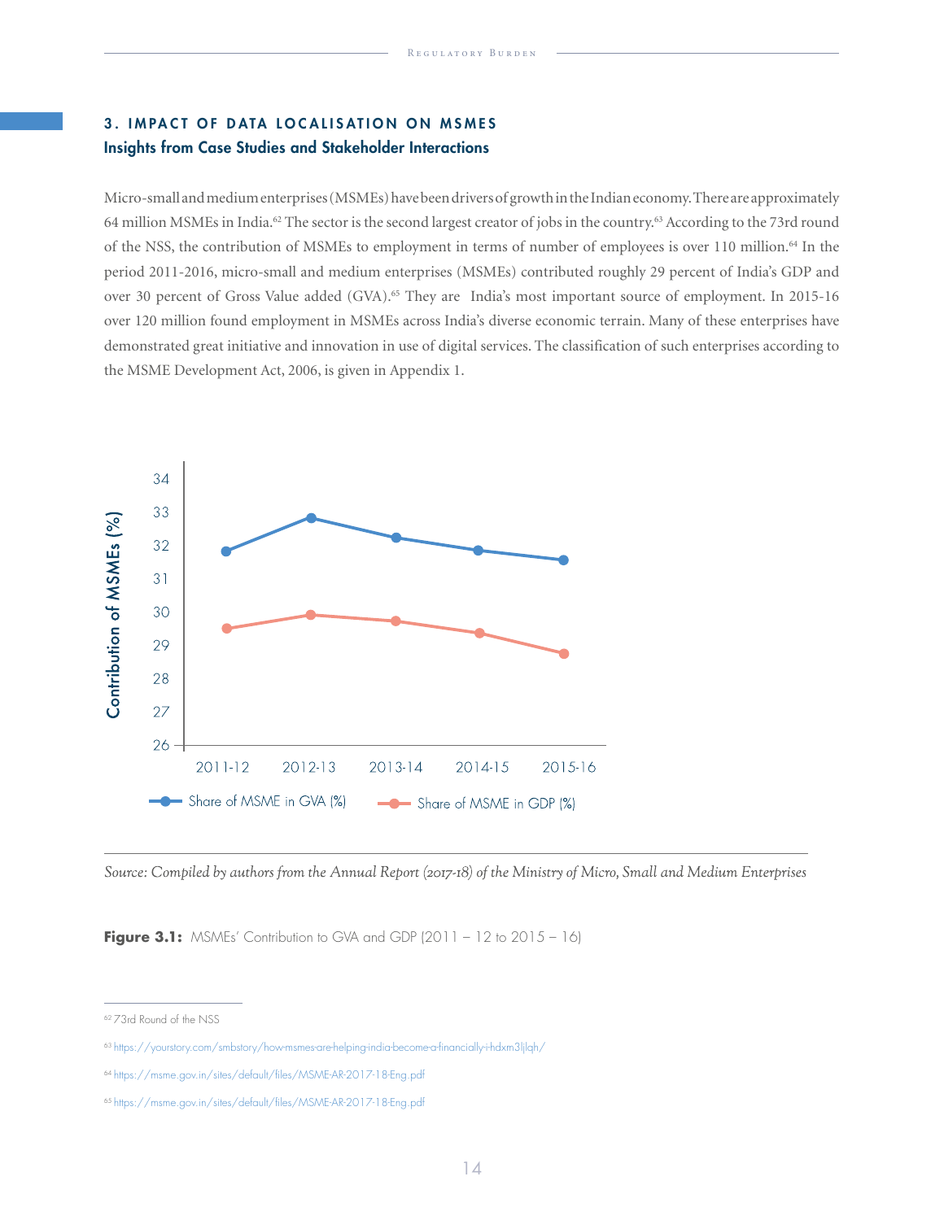## 3. IMPACT OF DATA LOCALISATION ON MSMES

### Insights from Case Studies and Stakeholder Interactions

Micro-small and medium enterprises (MSMEs) have been drivers of growth in the Indian economy. There are approximately 64 million MSMEs in India.[62] The sector is the second largest creator of jobs in the country.[63] According to the 73rd round of the NSS, the contribution of MSMEs to employment in terms of number of employees is over 110 million.[64] In the period 2011-2016, micro-small and medium enterprises (MSMEs) contributed roughly 29 percent of India's GDP and over 30 percent of Gross Value added (GVA).[65] They are India's most important source of employment. In 2015-16 over 120 million found employment in MSMEs across India's diverse economic terrain. Many of these enterprises have demonstrated great initiative and innovation in use of digital services. The classification of such enterprises according to the MSME Development Act, 2006, is given in Appendix 1.

*Source: Compiled by authors from the Annual Report (2017-18) of the Ministry of Micro, Small and Medium Enterprises*

**Figure 3.1:** MSMEs' Contribution to GVA and GDP (2011 – 12 to 2015 – 16)

---

[62] 73rd Round of the NSS

[63] https://yourstory.com/smbstory/how-msmes-are-helping-india-become-a-financially-i-hdxm3ljlqh/

[64] https://msme.gov.in/sites/default/files/MSME-AR-2017-18-Eng.pdf

[65] https://msme.gov.in/sites/default/files/MSME-AR-2017-18-Eng.pdf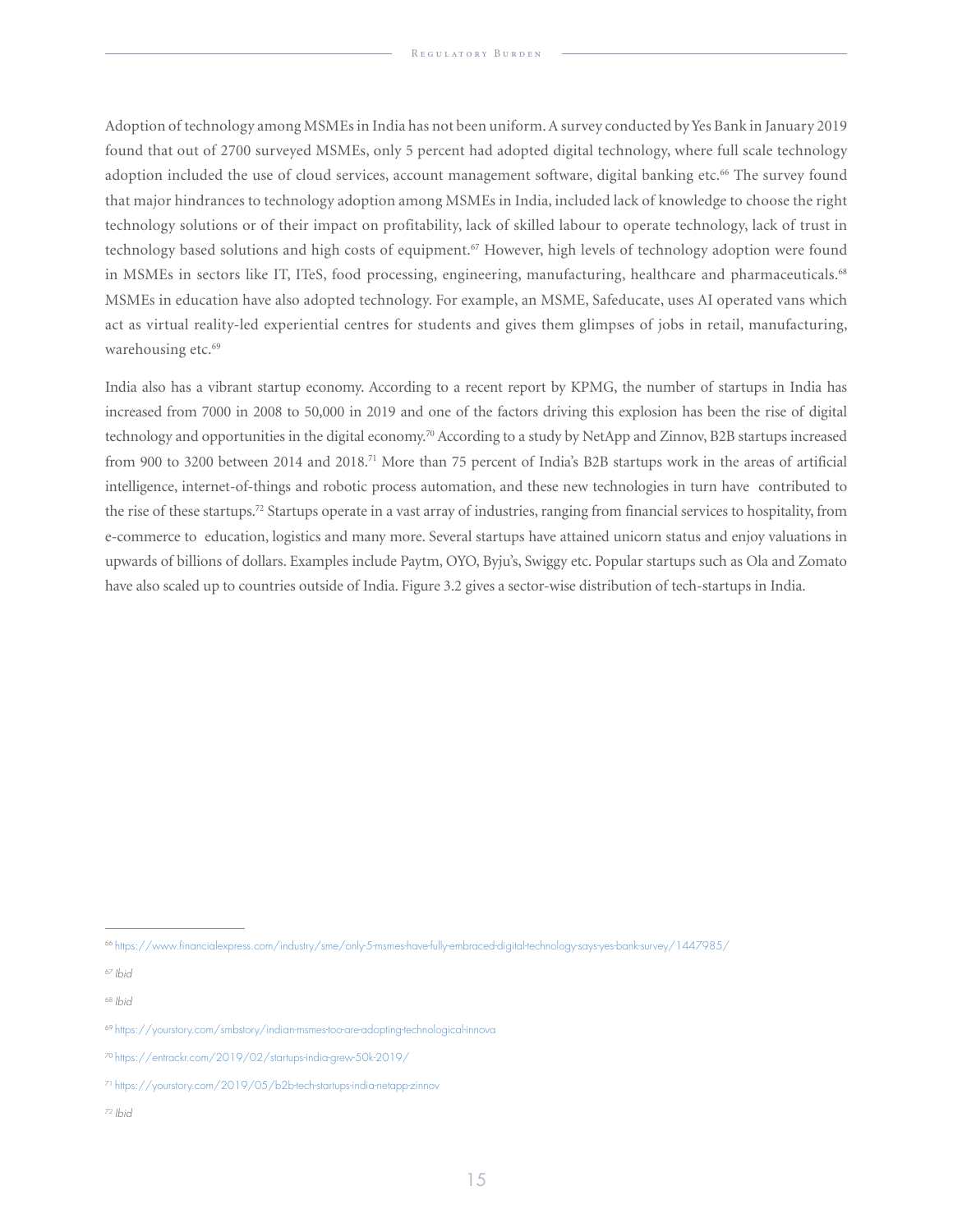Adoption of technology among MSMEs in India has not been uniform. A survey conducted by Yes Bank in January 2019 found that out of 2700 surveyed MSMEs, only 5 percent had adopted digital technology, where full scale technology adoption included the use of cloud services, account management software, digital banking etc.[66] The survey found that major hindrances to technology adoption among MSMEs in India, included lack of knowledge to choose the right technology solutions or of their impact on profitability, lack of skilled labour to operate technology, lack of trust in technology based solutions and high costs of equipment.[67] However, high levels of technology adoption were found in MSMEs in sectors like IT, ITeS, food processing, engineering, manufacturing, healthcare and pharmaceuticals.[68] MSMEs in education have also adopted technology. For example, an MSME, Safeducate, uses AI operated vans which act as virtual reality-led experiential centres for students and gives them glimpses of jobs in retail, manufacturing, warehousing etc.[69]

India also has a vibrant startup economy. According to a recent report by KPMG, the number of startups in India has increased from 7000 in 2008 to 50,000 in 2019 and one of the factors driving this explosion has been the rise of digital technology and opportunities in the digital economy.[70] According to a study by NetApp and Zinnov, B2B startups increased from 900 to 3200 between 2014 and 2018.[71] More than 75 percent of India's B2B startups work in the areas of artificial intelligence, internet-of-things and robotic process automation, and these new technologies in turn have contributed to the rise of these startups.[72] Startups operate in a vast array of industries, ranging from financial services to hospitality, from e-commerce to education, logistics and many more. Several startups have attained unicorn status and enjoy valuations in upwards of billions of dollars. Examples include Paytm, OYO, Byju's, Swiggy etc. Popular startups such as Ola and Zomato have also scaled up to countries outside of India. Figure 3.2 gives a sector-wise distribution of tech-startups in India.

---

[66] https://www.financialexpress.com/industry/sme/only-5-msmes-have-fully-embraced-digital-technology-says-yes-bank-survey/1447985/

[67] *Ibid*

[68] *Ibid*

[69] https://yourstory.com/smbstory/indian-msmes-too-are-adopting-technological-innova

[70] https://entrackr.com/2019/02/startups-india-grew-50k-2019/

[71] https://yourstory.com/2019/05/b2b-tech-startups-india-netapp-zinnov

[72] *Ibid*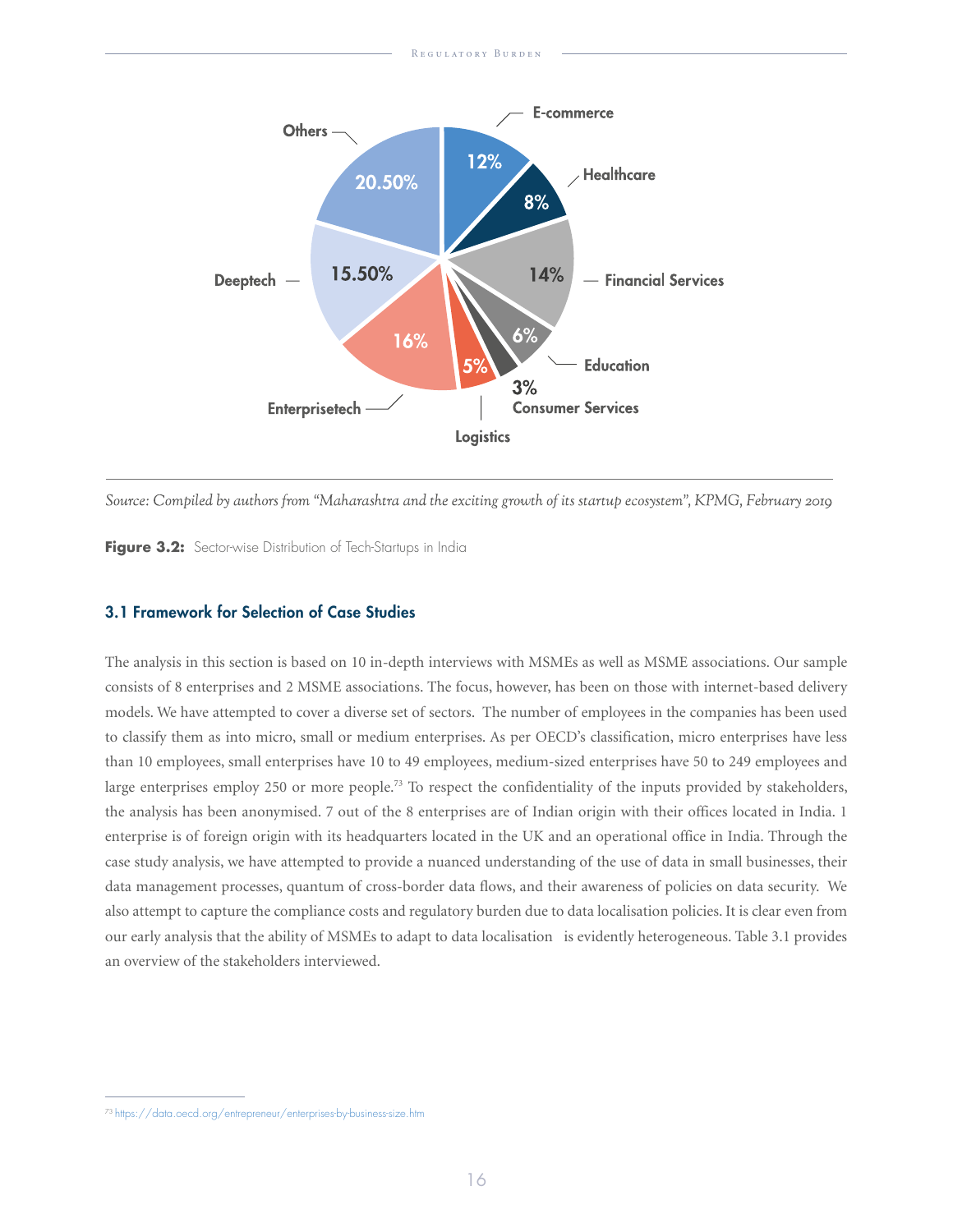Others 20.50%
E-commerce 12%
Healthcare 8%
Financial Services 14%
Education 6%
Consumer Services 3%
Logistics 5%
Enterprisetech 16%
Deeptech 15.50%

*Source: Compiled by authors from "Maharashtra and the exciting growth of its startup ecosystem", KPMG, February 2019*

**Figure 3.2:** Sector-wise Distribution of Tech-Startups in India

### 3.1 Framework for Selection of Case Studies

The analysis in this section is based on 10 in-depth interviews with MSMEs as well as MSME associations. Our sample consists of 8 enterprises and 2 MSME associations. The focus, however, has been on those with internet-based delivery models. We have attempted to cover a diverse set of sectors. The number of employees in the companies has been used to classify them as into micro, small or medium enterprises. As per OECD's classification, micro enterprises have less than 10 employees, small enterprises have 10 to 49 employees, medium-sized enterprises have 50 to 249 employees and large enterprises employ 250 or more people.[73] To respect the confidentiality of the inputs provided by stakeholders, the analysis has been anonymised. 7 out of the 8 enterprises are of Indian origin with their offices located in India. 1 enterprise is of foreign origin with its headquarters located in the UK and an operational office in India. Through the case study analysis, we have attempted to provide a nuanced understanding of the use of data in small businesses, their data management processes, quantum of cross-border data flows, and their awareness of policies on data security. We also attempt to capture the compliance costs and regulatory burden due to data localisation policies. It is clear even from our early analysis that the ability of MSMEs to adapt to data localisation is evidently heterogeneous. Table 3.1 provides an overview of the stakeholders interviewed.

[73] https://data.oecd.org/entrepreneur/enterprises-by-business-size.htm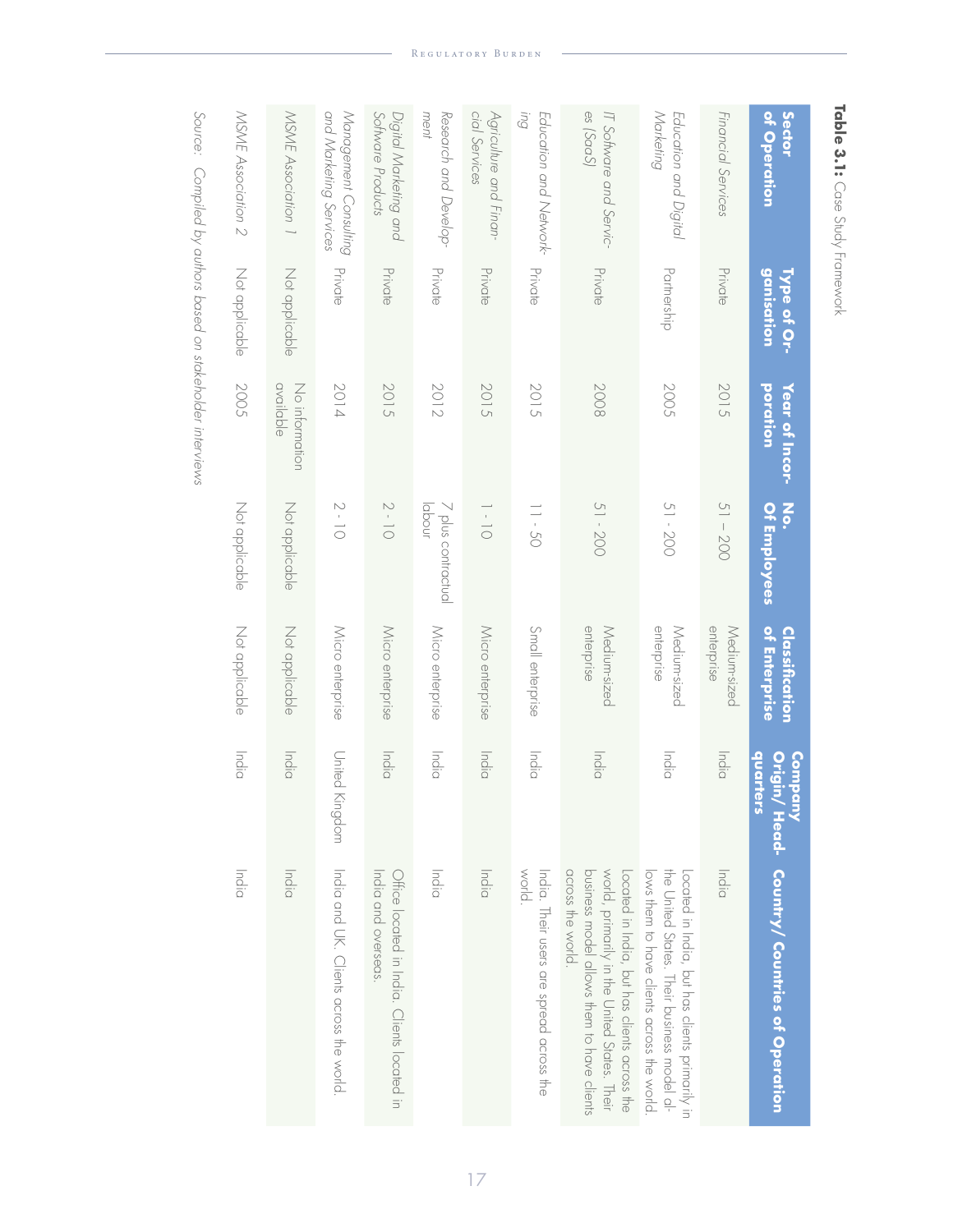**Table 3.1:** Case Study Framework

| Sector of Operation | Type of Organisation | Year of Incorporation | No. Of Employees | Classification of Enterprise | Company Origin/ Headquarters | Country/ Countries of Operation |
|---|---|---|---|---|---|---|
| Financial Services | Private | 2015 | 51 – 200 | Medium-sized enterprise | India | India |
| Education and Digital Marketing | Partnership | 2005 | 51 - 200 | Medium-sized enterprise | India | Located in India, but has clients primarily in the United States. Their business model allows them to have clients across the world. |
| IT Software and Services (SaaS) | Private | 2008 | 51 - 200 | Medium-sized enterprise | India | Located in India, but has clients across the world, primarily in the United States. Their business model allows them to have clients across the world. |
| Education and Networking | Private | 2015 | 11 - 50 | Small enterprise | India | India. Their users are spread across the world. |
| Agriculture and Financial Services | Private | 2015 | 1 - 10 | Micro enterprise | India | India |
| Research and Development | Private | 2012 | 7 plus contractual labour | Micro enterprise | India | India |
| Digital Marketing and Software Products | Private | 2015 | 2 - 10 | Micro enterprise | India | Office located in India. Clients located in India and overseas. |
| Management Consulting and Marketing Services | Private | 2014 | 2 - 10 | Micro enterprise | United Kingdom | India and UK. Clients across the world. |
| MSME Association 1 | Not applicable | No information available | Not applicable | Not applicable | India | India |
| MSME Association 2 | Not applicable | 2005 | Not applicable | Not applicable | India | India |

*Source: Compiled by authors based on stakeholder interviews*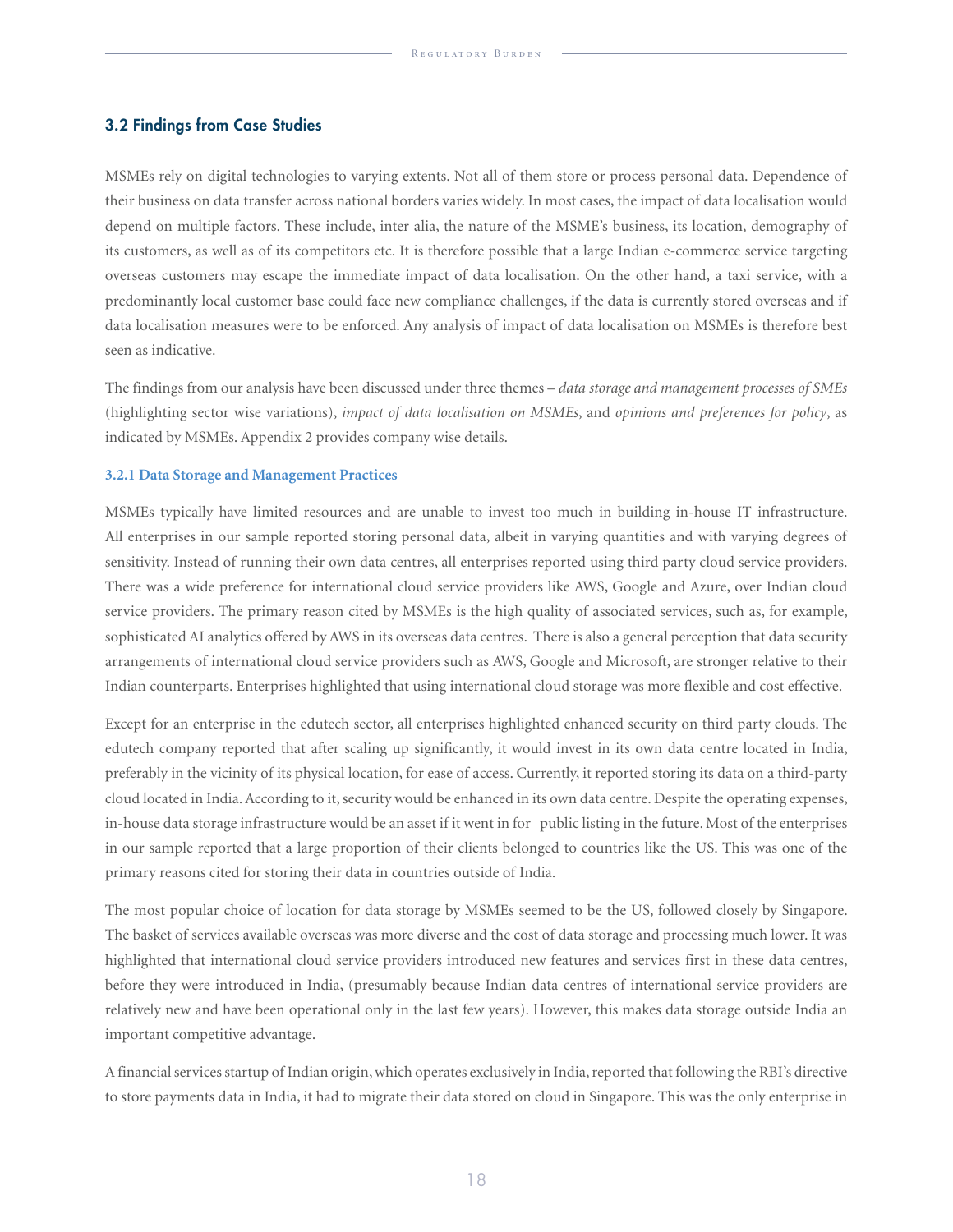### 3.2 Findings from Case Studies

MSMEs rely on digital technologies to varying extents. Not all of them store or process personal data. Dependence of their business on data transfer across national borders varies widely. In most cases, the impact of data localisation would depend on multiple factors. These include, inter alia, the nature of the MSME's business, its location, demography of its customers, as well as of its competitors etc. It is therefore possible that a large Indian e-commerce service targeting overseas customers may escape the immediate impact of data localisation. On the other hand, a taxi service, with a predominantly local customer base could face new compliance challenges, if the data is currently stored overseas and if data localisation measures were to be enforced. Any analysis of impact of data localisation on MSMEs is therefore best seen as indicative.

The findings from our analysis have been discussed under three themes – *data storage and management processes of SMEs* (highlighting sector wise variations), *impact of data localisation on MSMEs*, and *opinions and preferences for policy*, as indicated by MSMEs. Appendix 2 provides company wise details.

#### 3.2.1 Data Storage and Management Practices

MSMEs typically have limited resources and are unable to invest too much in building in-house IT infrastructure. All enterprises in our sample reported storing personal data, albeit in varying quantities and with varying degrees of sensitivity. Instead of running their own data centres, all enterprises reported using third party cloud service providers. There was a wide preference for international cloud service providers like AWS, Google and Azure, over Indian cloud service providers. The primary reason cited by MSMEs is the high quality of associated services, such as, for example, sophisticated AI analytics offered by AWS in its overseas data centres. There is also a general perception that data security arrangements of international cloud service providers such as AWS, Google and Microsoft, are stronger relative to their Indian counterparts. Enterprises highlighted that using international cloud storage was more flexible and cost effective.

Except for an enterprise in the edutech sector, all enterprises highlighted enhanced security on third party clouds. The edutech company reported that after scaling up significantly, it would invest in its own data centre located in India, preferably in the vicinity of its physical location, for ease of access. Currently, it reported storing its data on a third-party cloud located in India. According to it, security would be enhanced in its own data centre. Despite the operating expenses, in-house data storage infrastructure would be an asset if it went in for public listing in the future. Most of the enterprises in our sample reported that a large proportion of their clients belonged to countries like the US. This was one of the primary reasons cited for storing their data in countries outside of India.

The most popular choice of location for data storage by MSMEs seemed to be the US, followed closely by Singapore. The basket of services available overseas was more diverse and the cost of data storage and processing much lower. It was highlighted that international cloud service providers introduced new features and services first in these data centres, before they were introduced in India, (presumably because Indian data centres of international service providers are relatively new and have been operational only in the last few years). However, this makes data storage outside India an important competitive advantage.

A financial services startup of Indian origin, which operates exclusively in India, reported that following the RBI's directive to store payments data in India, it had to migrate their data stored on cloud in Singapore. This was the only enterprise in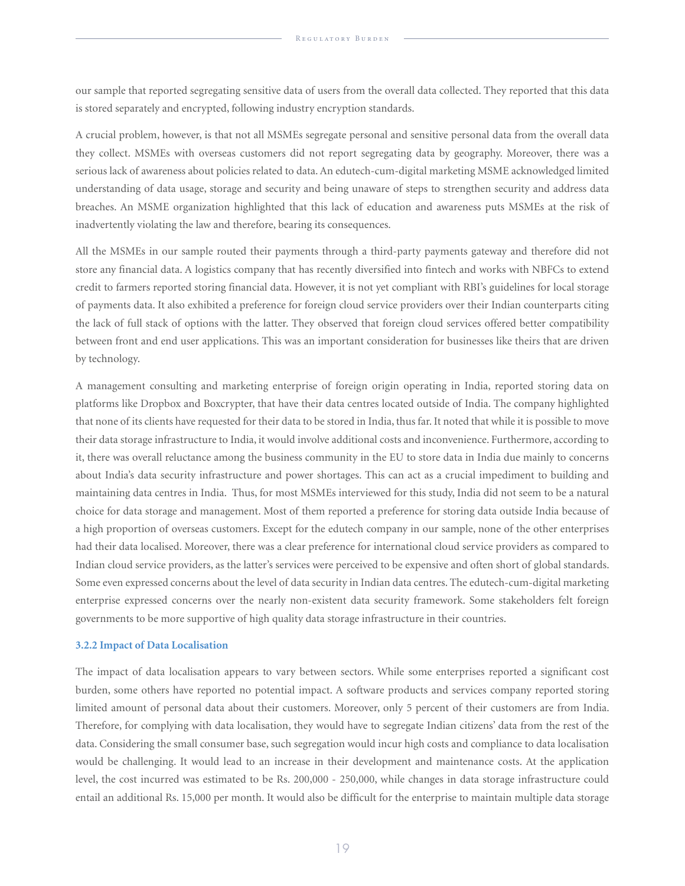our sample that reported segregating sensitive data of users from the overall data collected. They reported that this data is stored separately and encrypted, following industry encryption standards.

A crucial problem, however, is that not all MSMEs segregate personal and sensitive personal data from the overall data they collect. MSMEs with overseas customers did not report segregating data by geography. Moreover, there was a serious lack of awareness about policies related to data. An edutech-cum-digital marketing MSME acknowledged limited understanding of data usage, storage and security and being unaware of steps to strengthen security and address data breaches. An MSME organization highlighted that this lack of education and awareness puts MSMEs at the risk of inadvertently violating the law and therefore, bearing its consequences.

All the MSMEs in our sample routed their payments through a third-party payments gateway and therefore did not store any financial data. A logistics company that has recently diversified into fintech and works with NBFCs to extend credit to farmers reported storing financial data. However, it is not yet compliant with RBI's guidelines for local storage of payments data. It also exhibited a preference for foreign cloud service providers over their Indian counterparts citing the lack of full stack of options with the latter. They observed that foreign cloud services offered better compatibility between front and end user applications. This was an important consideration for businesses like theirs that are driven by technology.

A management consulting and marketing enterprise of foreign origin operating in India, reported storing data on platforms like Dropbox and Boxcrypter, that have their data centres located outside of India. The company highlighted that none of its clients have requested for their data to be stored in India, thus far. It noted that while it is possible to move their data storage infrastructure to India, it would involve additional costs and inconvenience. Furthermore, according to it, there was overall reluctance among the business community in the EU to store data in India due mainly to concerns about India's data security infrastructure and power shortages. This can act as a crucial impediment to building and maintaining data centres in India. Thus, for most MSMEs interviewed for this study, India did not seem to be a natural choice for data storage and management. Most of them reported a preference for storing data outside India because of a high proportion of overseas customers. Except for the edutech company in our sample, none of the other enterprises had their data localised. Moreover, there was a clear preference for international cloud service providers as compared to Indian cloud service providers, as the latter's services were perceived to be expensive and often short of global standards. Some even expressed concerns about the level of data security in Indian data centres. The edutech-cum-digital marketing enterprise expressed concerns over the nearly non-existent data security framework. Some stakeholders felt foreign governments to be more supportive of high quality data storage infrastructure in their countries.

### 3.2.2 Impact of Data Localisation

The impact of data localisation appears to vary between sectors. While some enterprises reported a significant cost burden, some others have reported no potential impact. A software products and services company reported storing limited amount of personal data about their customers. Moreover, only 5 percent of their customers are from India. Therefore, for complying with data localisation, they would have to segregate Indian citizens' data from the rest of the data. Considering the small consumer base, such segregation would incur high costs and compliance to data localisation would be challenging. It would lead to an increase in their development and maintenance costs. At the application level, the cost incurred was estimated to be Rs. 200,000 - 250,000, while changes in data storage infrastructure could entail an additional Rs. 15,000 per month. It would also be difficult for the enterprise to maintain multiple data storage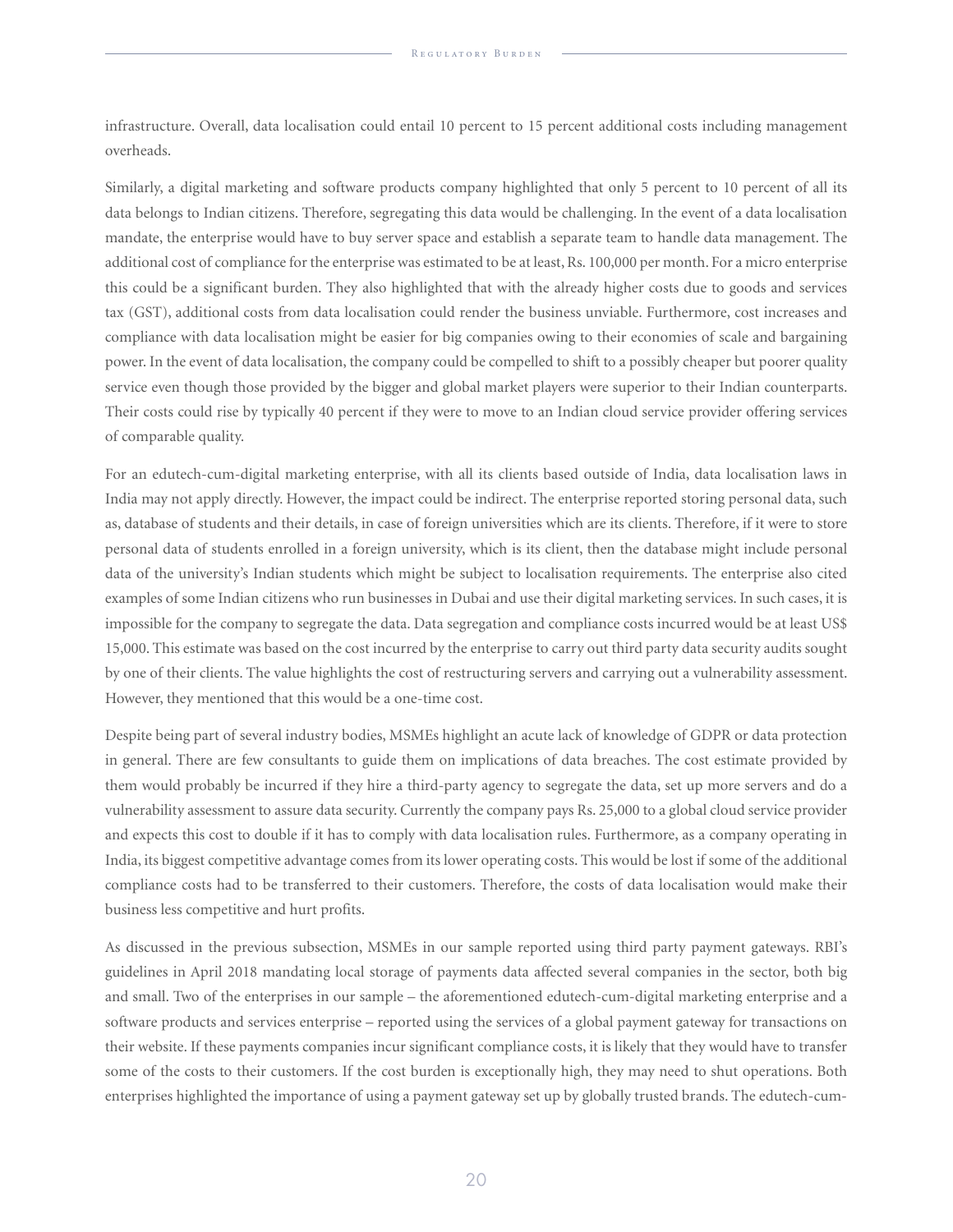infrastructure. Overall, data localisation could entail 10 percent to 15 percent additional costs including management overheads.

Similarly, a digital marketing and software products company highlighted that only 5 percent to 10 percent of all its data belongs to Indian citizens. Therefore, segregating this data would be challenging. In the event of a data localisation mandate, the enterprise would have to buy server space and establish a separate team to handle data management. The additional cost of compliance for the enterprise was estimated to be at least, Rs. 100,000 per month. For a micro enterprise this could be a significant burden. They also highlighted that with the already higher costs due to goods and services tax (GST), additional costs from data localisation could render the business unviable. Furthermore, cost increases and compliance with data localisation might be easier for big companies owing to their economies of scale and bargaining power. In the event of data localisation, the company could be compelled to shift to a possibly cheaper but poorer quality service even though those provided by the bigger and global market players were superior to their Indian counterparts. Their costs could rise by typically 40 percent if they were to move to an Indian cloud service provider offering services of comparable quality.

For an edutech-cum-digital marketing enterprise, with all its clients based outside of India, data localisation laws in India may not apply directly. However, the impact could be indirect. The enterprise reported storing personal data, such as, database of students and their details, in case of foreign universities which are its clients. Therefore, if it were to store personal data of students enrolled in a foreign university, which is its client, then the database might include personal data of the university's Indian students which might be subject to localisation requirements. The enterprise also cited examples of some Indian citizens who run businesses in Dubai and use their digital marketing services. In such cases, it is impossible for the company to segregate the data. Data segregation and compliance costs incurred would be at least US$ 15,000. This estimate was based on the cost incurred by the enterprise to carry out third party data security audits sought by one of their clients. The value highlights the cost of restructuring servers and carrying out a vulnerability assessment. However, they mentioned that this would be a one-time cost.

Despite being part of several industry bodies, MSMEs highlight an acute lack of knowledge of GDPR or data protection in general. There are few consultants to guide them on implications of data breaches. The cost estimate provided by them would probably be incurred if they hire a third-party agency to segregate the data, set up more servers and do a vulnerability assessment to assure data security. Currently the company pays Rs. 25,000 to a global cloud service provider and expects this cost to double if it has to comply with data localisation rules. Furthermore, as a company operating in India, its biggest competitive advantage comes from its lower operating costs. This would be lost if some of the additional compliance costs had to be transferred to their customers. Therefore, the costs of data localisation would make their business less competitive and hurt profits.

As discussed in the previous subsection, MSMEs in our sample reported using third party payment gateways. RBI's guidelines in April 2018 mandating local storage of payments data affected several companies in the sector, both big and small. Two of the enterprises in our sample – the aforementioned edutech-cum-digital marketing enterprise and a software products and services enterprise – reported using the services of a global payment gateway for transactions on their website. If these payments companies incur significant compliance costs, it is likely that they would have to transfer some of the costs to their customers. If the cost burden is exceptionally high, they may need to shut operations. Both enterprises highlighted the importance of using a payment gateway set up by globally trusted brands. The edutech-cum-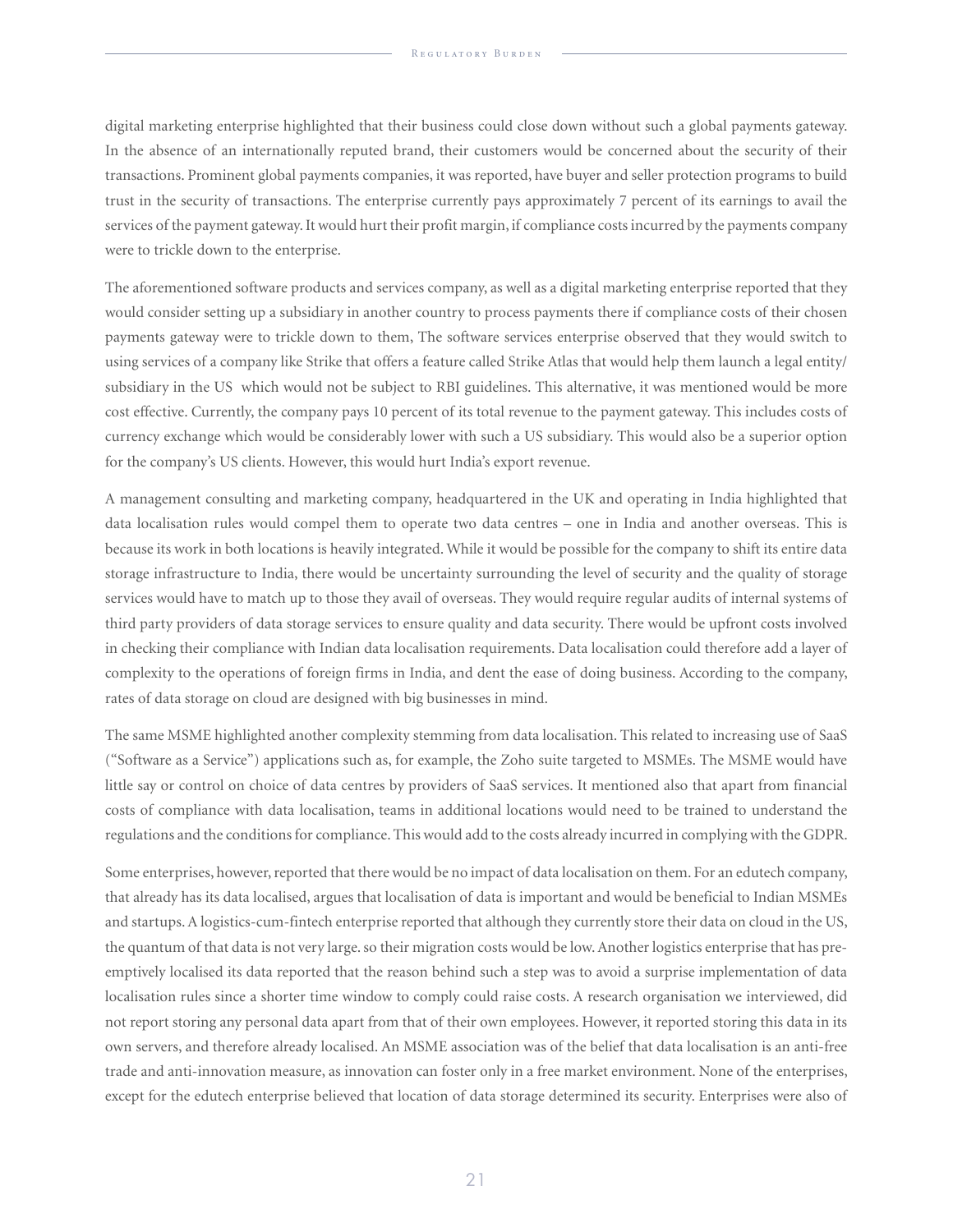digital marketing enterprise highlighted that their business could close down without such a global payments gateway. In the absence of an internationally reputed brand, their customers would be concerned about the security of their transactions. Prominent global payments companies, it was reported, have buyer and seller protection programs to build trust in the security of transactions. The enterprise currently pays approximately 7 percent of its earnings to avail the services of the payment gateway. It would hurt their profit margin, if compliance costs incurred by the payments company were to trickle down to the enterprise.

The aforementioned software products and services company, as well as a digital marketing enterprise reported that they would consider setting up a subsidiary in another country to process payments there if compliance costs of their chosen payments gateway were to trickle down to them, The software services enterprise observed that they would switch to using services of a company like Strike that offers a feature called Strike Atlas that would help them launch a legal entity/ subsidiary in the US which would not be subject to RBI guidelines. This alternative, it was mentioned would be more cost effective. Currently, the company pays 10 percent of its total revenue to the payment gateway. This includes costs of currency exchange which would be considerably lower with such a US subsidiary. This would also be a superior option for the company's US clients. However, this would hurt India's export revenue.

A management consulting and marketing company, headquartered in the UK and operating in India highlighted that data localisation rules would compel them to operate two data centres – one in India and another overseas. This is because its work in both locations is heavily integrated. While it would be possible for the company to shift its entire data storage infrastructure to India, there would be uncertainty surrounding the level of security and the quality of storage services would have to match up to those they avail of overseas. They would require regular audits of internal systems of third party providers of data storage services to ensure quality and data security. There would be upfront costs involved in checking their compliance with Indian data localisation requirements. Data localisation could therefore add a layer of complexity to the operations of foreign firms in India, and dent the ease of doing business. According to the company, rates of data storage on cloud are designed with big businesses in mind.

The same MSME highlighted another complexity stemming from data localisation. This related to increasing use of SaaS ("Software as a Service") applications such as, for example, the Zoho suite targeted to MSMEs. The MSME would have little say or control on choice of data centres by providers of SaaS services. It mentioned also that apart from financial costs of compliance with data localisation, teams in additional locations would need to be trained to understand the regulations and the conditions for compliance. This would add to the costs already incurred in complying with the GDPR.

Some enterprises, however, reported that there would be no impact of data localisation on them. For an edutech company, that already has its data localised, argues that localisation of data is important and would be beneficial to Indian MSMEs and startups. A logistics-cum-fintech enterprise reported that although they currently store their data on cloud in the US, the quantum of that data is not very large. so their migration costs would be low. Another logistics enterprise that has pre-emptively localised its data reported that the reason behind such a step was to avoid a surprise implementation of data localisation rules since a shorter time window to comply could raise costs. A research organisation we interviewed, did not report storing any personal data apart from that of their own employees. However, it reported storing this data in its own servers, and therefore already localised. An MSME association was of the belief that data localisation is an anti-free trade and anti-innovation measure, as innovation can foster only in a free market environment. None of the enterprises, except for the edutech enterprise believed that location of data storage determined its security. Enterprises were also of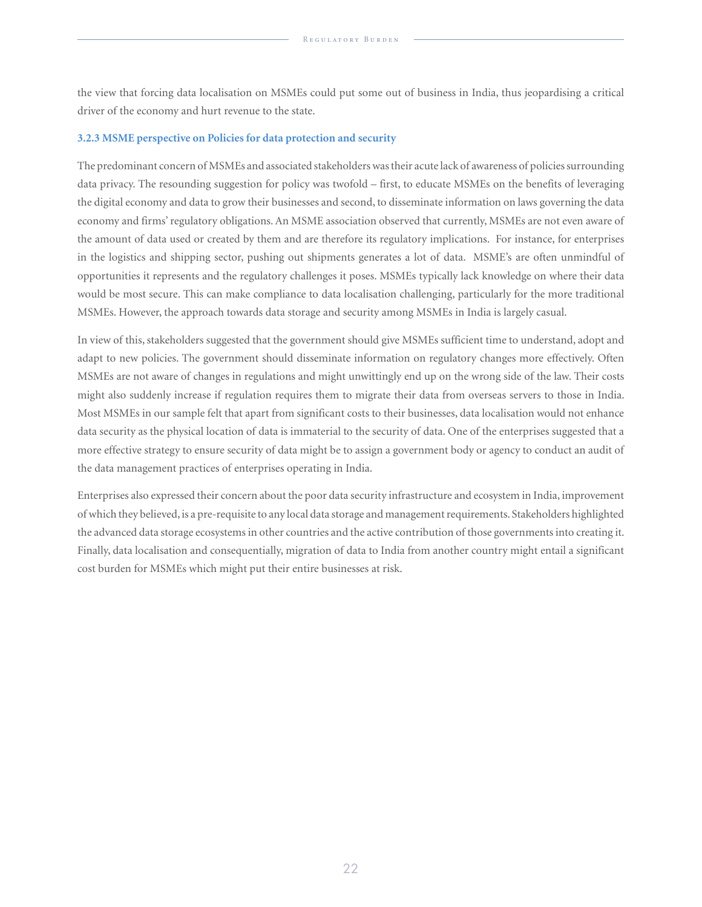the view that forcing data localisation on MSMEs could put some out of business in India, thus jeopardising a critical driver of the economy and hurt revenue to the state.

### 3.2.3 MSME perspective on Policies for data protection and security

The predominant concern of MSMEs and associated stakeholders was their acute lack of awareness of policies surrounding data privacy. The resounding suggestion for policy was twofold – first, to educate MSMEs on the benefits of leveraging the digital economy and data to grow their businesses and second, to disseminate information on laws governing the data economy and firms' regulatory obligations. An MSME association observed that currently, MSMEs are not even aware of the amount of data used or created by them and are therefore its regulatory implications. For instance, for enterprises in the logistics and shipping sector, pushing out shipments generates a lot of data. MSME's are often unmindful of opportunities it represents and the regulatory challenges it poses. MSMEs typically lack knowledge on where their data would be most secure. This can make compliance to data localisation challenging, particularly for the more traditional MSMEs. However, the approach towards data storage and security among MSMEs in India is largely casual.

In view of this, stakeholders suggested that the government should give MSMEs sufficient time to understand, adopt and adapt to new policies. The government should disseminate information on regulatory changes more effectively. Often MSMEs are not aware of changes in regulations and might unwittingly end up on the wrong side of the law. Their costs might also suddenly increase if regulation requires them to migrate their data from overseas servers to those in India. Most MSMEs in our sample felt that apart from significant costs to their businesses, data localisation would not enhance data security as the physical location of data is immaterial to the security of data. One of the enterprises suggested that a more effective strategy to ensure security of data might be to assign a government body or agency to conduct an audit of the data management practices of enterprises operating in India.

Enterprises also expressed their concern about the poor data security infrastructure and ecosystem in India, improvement of which they believed, is a pre-requisite to any local data storage and management requirements. Stakeholders highlighted the advanced data storage ecosystems in other countries and the active contribution of those governments into creating it. Finally, data localisation and consequentially, migration of data to India from another country might entail a significant cost burden for MSMEs which might put their entire businesses at risk.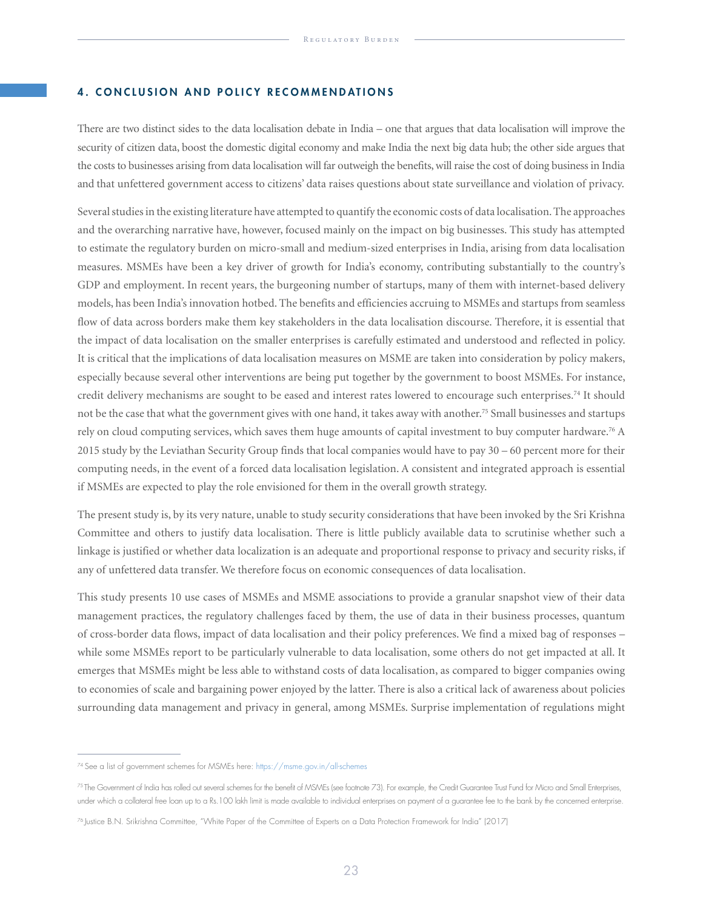## 4. CONCLUSION AND POLICY RECOMMENDATIONS

There are two distinct sides to the data localisation debate in India – one that argues that data localisation will improve the security of citizen data, boost the domestic digital economy and make India the next big data hub; the other side argues that the costs to businesses arising from data localisation will far outweigh the benefits, will raise the cost of doing business in India and that unfettered government access to citizens' data raises questions about state surveillance and violation of privacy.

Several studies in the existing literature have attempted to quantify the economic costs of data localisation. The approaches and the overarching narrative have, however, focused mainly on the impact on big businesses. This study has attempted to estimate the regulatory burden on micro-small and medium-sized enterprises in India, arising from data localisation measures. MSMEs have been a key driver of growth for India's economy, contributing substantially to the country's GDP and employment. In recent years, the burgeoning number of startups, many of them with internet-based delivery models, has been India's innovation hotbed. The benefits and efficiencies accruing to MSMEs and startups from seamless flow of data across borders make them key stakeholders in the data localisation discourse. Therefore, it is essential that the impact of data localisation on the smaller enterprises is carefully estimated and understood and reflected in policy. It is critical that the implications of data localisation measures on MSME are taken into consideration by policy makers, especially because several other interventions are being put together by the government to boost MSMEs. For instance, credit delivery mechanisms are sought to be eased and interest rates lowered to encourage such enterprises.[74] It should not be the case that what the government gives with one hand, it takes away with another.[75] Small businesses and startups rely on cloud computing services, which saves them huge amounts of capital investment to buy computer hardware.[76] A 2015 study by the Leviathan Security Group finds that local companies would have to pay 30 – 60 percent more for their computing needs, in the event of a forced data localisation legislation. A consistent and integrated approach is essential if MSMEs are expected to play the role envisioned for them in the overall growth strategy.

The present study is, by its very nature, unable to study security considerations that have been invoked by the Sri Krishna Committee and others to justify data localisation. There is little publicly available data to scrutinise whether such a linkage is justified or whether data localization is an adequate and proportional response to privacy and security risks, if any of unfettered data transfer. We therefore focus on economic consequences of data localisation.

This study presents 10 use cases of MSMEs and MSME associations to provide a granular snapshot view of their data management practices, the regulatory challenges faced by them, the use of data in their business processes, quantum of cross-border data flows, impact of data localisation and their policy preferences. We find a mixed bag of responses – while some MSMEs report to be particularly vulnerable to data localisation, some others do not get impacted at all. It emerges that MSMEs might be less able to withstand costs of data localisation, as compared to bigger companies owing to economies of scale and bargaining power enjoyed by the latter. There is also a critical lack of awareness about policies surrounding data management and privacy in general, among MSMEs. Surprise implementation of regulations might

---

[74] See a list of government schemes for MSMEs here: https://msme.gov.in/all-schemes

[75] The Government of India has rolled out several schemes for the benefit of MSMEs (see footnote 73). For example, the Credit Guarantee Trust Fund for Micro and Small Enterprises, under which a collateral free loan up to a Rs.100 lakh limit is made available to individual enterprises on payment of a guarantee fee to the bank by the concerned enterprise.

[76] Justice B.N. Srikrishna Committee, "White Paper of the Committee of Experts on a Data Protection Framework for India" (2017)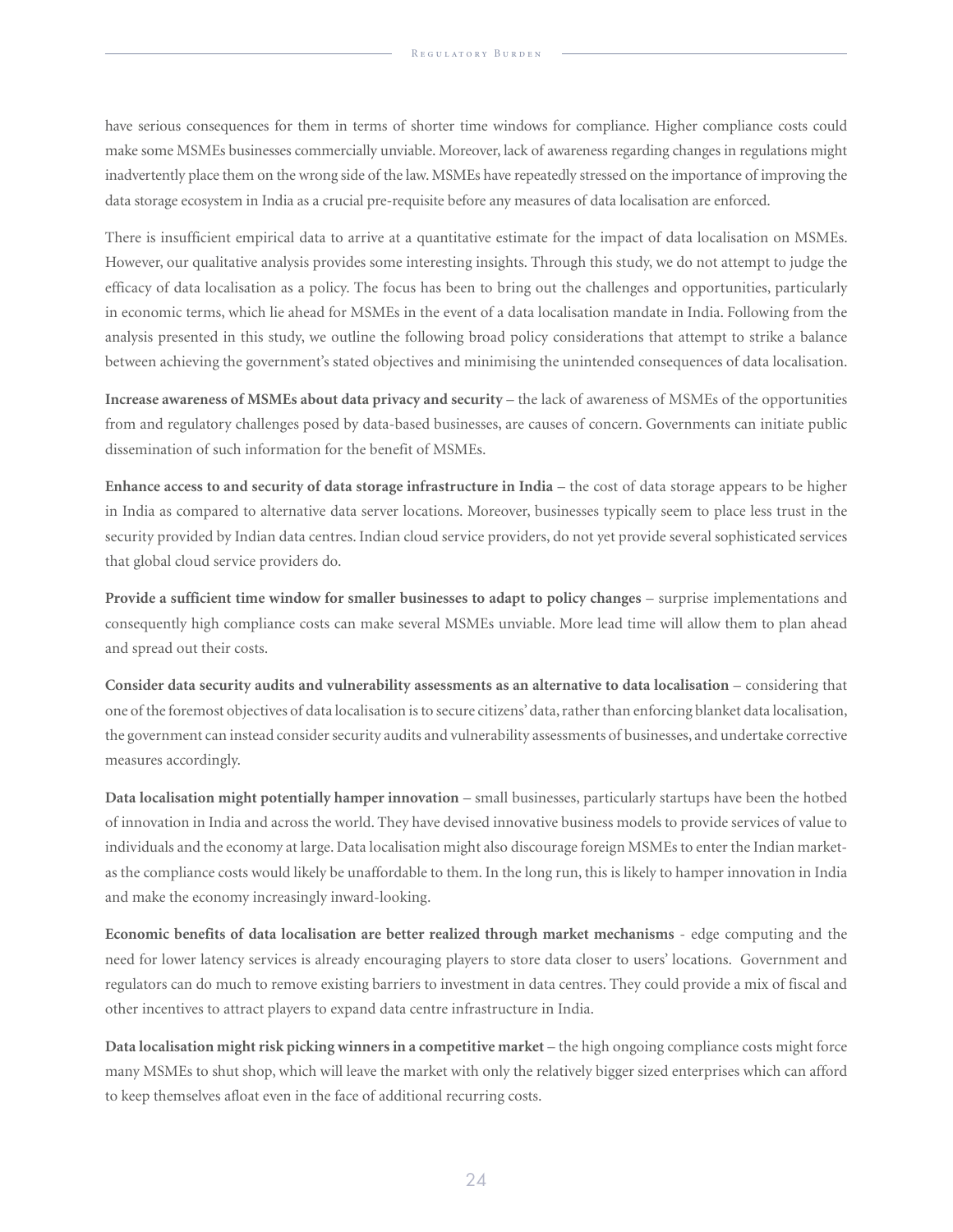have serious consequences for them in terms of shorter time windows for compliance. Higher compliance costs could make some MSMEs businesses commercially unviable. Moreover, lack of awareness regarding changes in regulations might inadvertently place them on the wrong side of the law. MSMEs have repeatedly stressed on the importance of improving the data storage ecosystem in India as a crucial pre-requisite before any measures of data localisation are enforced.

There is insufficient empirical data to arrive at a quantitative estimate for the impact of data localisation on MSMEs. However, our qualitative analysis provides some interesting insights. Through this study, we do not attempt to judge the efficacy of data localisation as a policy. The focus has been to bring out the challenges and opportunities, particularly in economic terms, which lie ahead for MSMEs in the event of a data localisation mandate in India. Following from the analysis presented in this study, we outline the following broad policy considerations that attempt to strike a balance between achieving the government's stated objectives and minimising the unintended consequences of data localisation.

**Increase awareness of MSMEs about data privacy and security** – the lack of awareness of MSMEs of the opportunities from and regulatory challenges posed by data-based businesses, are causes of concern. Governments can initiate public dissemination of such information for the benefit of MSMEs.

**Enhance access to and security of data storage infrastructure in India** – the cost of data storage appears to be higher in India as compared to alternative data server locations. Moreover, businesses typically seem to place less trust in the security provided by Indian data centres. Indian cloud service providers, do not yet provide several sophisticated services that global cloud service providers do.

**Provide a sufficient time window for smaller businesses to adapt to policy changes** – surprise implementations and consequently high compliance costs can make several MSMEs unviable. More lead time will allow them to plan ahead and spread out their costs.

**Consider data security audits and vulnerability assessments as an alternative to data localisation** – considering that one of the foremost objectives of data localisation is to secure citizens' data, rather than enforcing blanket data localisation, the government can instead consider security audits and vulnerability assessments of businesses, and undertake corrective measures accordingly.

**Data localisation might potentially hamper innovation** – small businesses, particularly startups have been the hotbed of innovation in India and across the world. They have devised innovative business models to provide services of value to individuals and the economy at large. Data localisation might also discourage foreign MSMEs to enter the Indian market-as the compliance costs would likely be unaffordable to them. In the long run, this is likely to hamper innovation in India and make the economy increasingly inward-looking.

**Economic benefits of data localisation are better realized through market mechanisms** - edge computing and the need for lower latency services is already encouraging players to store data closer to users' locations. Government and regulators can do much to remove existing barriers to investment in data centres. They could provide a mix of fiscal and other incentives to attract players to expand data centre infrastructure in India.

**Data localisation might risk picking winners in a competitive market** – the high ongoing compliance costs might force many MSMEs to shut shop, which will leave the market with only the relatively bigger sized enterprises which can afford to keep themselves afloat even in the face of additional recurring costs.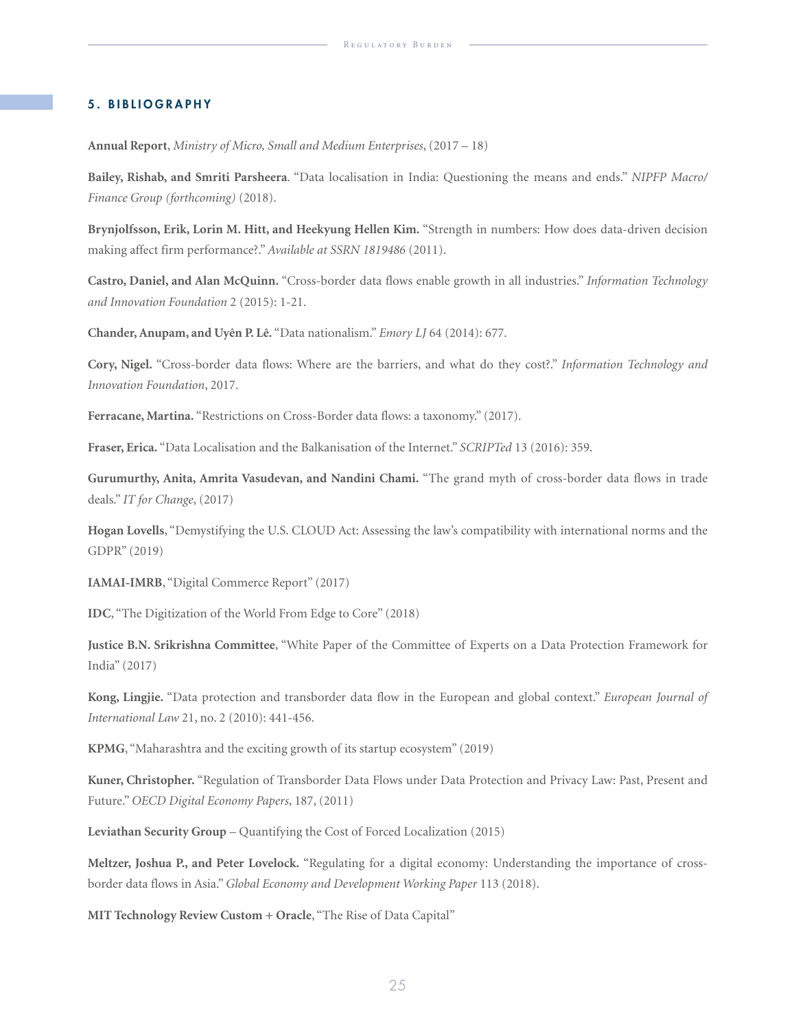## 5. BIBLIOGRAPHY

**Annual Report**, *Ministry of Micro, Small and Medium Enterprises*, (2017 – 18)

**Bailey, Rishab, and Smriti Parsheera**. "Data localisation in India: Questioning the means and ends." *NIPFP Macro/Finance Group (forthcoming)* (2018).

**Brynjolfsson, Erik, Lorin M. Hitt, and Heekyung Hellen Kim.** "Strength in numbers: How does data-driven decision making affect firm performance?." *Available at SSRN 1819486* (2011).

**Castro, Daniel, and Alan McQuinn.** "Cross-border data flows enable growth in all industries." *Information Technology and Innovation Foundation* 2 (2015): 1-21.

**Chander, Anupam, and Uyên P. Lê.** "Data nationalism." *Emory LJ* 64 (2014): 677.

**Cory, Nigel.** "Cross-border data flows: Where are the barriers, and what do they cost?." *Information Technology and Innovation Foundation*, 2017.

**Ferracane, Martina.** "Restrictions on Cross-Border data flows: a taxonomy." (2017).

**Fraser, Erica.** "Data Localisation and the Balkanisation of the Internet." *SCRIPTed* 13 (2016): 359.

**Gurumurthy, Anita, Amrita Vasudevan, and Nandini Chami.** "The grand myth of cross-border data flows in trade deals." *IT for Change*, (2017)

**Hogan Lovells**, "Demystifying the U.S. CLOUD Act: Assessing the law's compatibility with international norms and the GDPR" (2019)

**IAMAI-IMRB**, "Digital Commerce Report" (2017)

**IDC**, "The Digitization of the World From Edge to Core" (2018)

**Justice B.N. Srikrishna Committee**, "White Paper of the Committee of Experts on a Data Protection Framework for India" (2017)

**Kong, Lingjie.** "Data protection and transborder data flow in the European and global context." *European Journal of International Law* 21, no. 2 (2010): 441-456.

**KPMG**, "Maharashtra and the exciting growth of its startup ecosystem" (2019)

**Kuner, Christopher.** "Regulation of Transborder Data Flows under Data Protection and Privacy Law: Past, Present and Future." *OECD Digital Economy Papers*, 187, (2011)

**Leviathan Security Group** – Quantifying the Cost of Forced Localization (2015)

**Meltzer, Joshua P., and Peter Lovelock.** "Regulating for a digital economy: Understanding the importance of cross-border data flows in Asia." *Global Economy and Development Working Paper* 113 (2018).

**MIT Technology Review Custom + Oracle**, "The Rise of Data Capital"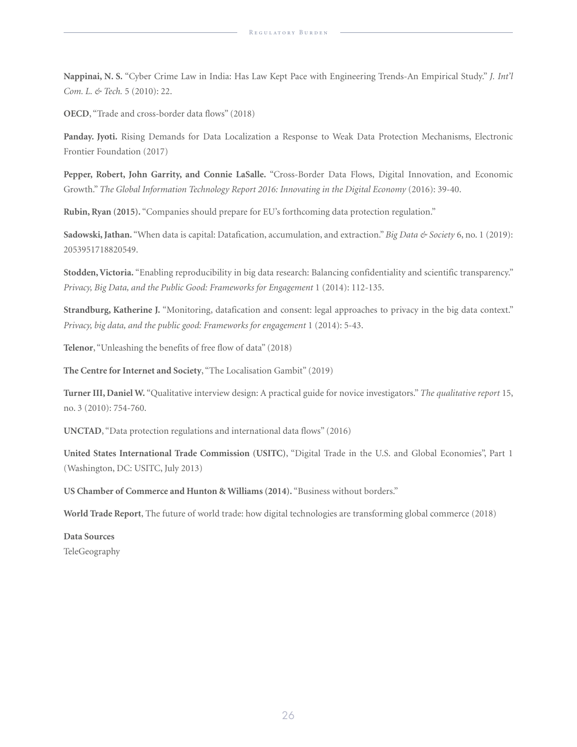**Nappinai, N. S.** "Cyber Crime Law in India: Has Law Kept Pace with Engineering Trends-An Empirical Study." *J. Int'l Com. L. & Tech.* 5 (2010): 22.

**OECD**, "Trade and cross-border data flows" (2018)

**Panday. Jyoti.** Rising Demands for Data Localization a Response to Weak Data Protection Mechanisms, Electronic Frontier Foundation (2017)

**Pepper, Robert, John Garrity, and Connie LaSalle.** "Cross-Border Data Flows, Digital Innovation, and Economic Growth." *The Global Information Technology Report 2016: Innovating in the Digital Economy* (2016): 39-40.

**Rubin, Ryan (2015).** "Companies should prepare for EU's forthcoming data protection regulation."

**Sadowski, Jathan.** "When data is capital: Datafication, accumulation, and extraction." *Big Data & Society* 6, no. 1 (2019): 2053951718820549.

**Stodden, Victoria.** "Enabling reproducibility in big data research: Balancing confidentiality and scientific transparency." *Privacy, Big Data, and the Public Good: Frameworks for Engagement* 1 (2014): 112-135.

**Strandburg, Katherine J.** "Monitoring, datafication and consent: legal approaches to privacy in the big data context." *Privacy, big data, and the public good: Frameworks for engagement* 1 (2014): 5-43.

**Telenor**, "Unleashing the benefits of free flow of data" (2018)

**The Centre for Internet and Society**, "The Localisation Gambit" (2019)

**Turner III, Daniel W.** "Qualitative interview design: A practical guide for novice investigators." *The qualitative report* 15, no. 3 (2010): 754-760.

**UNCTAD**, "Data protection regulations and international data flows" (2016)

**United States International Trade Commission (USITC)**, "Digital Trade in the U.S. and Global Economies", Part 1 (Washington, DC: USITC, July 2013)

**US Chamber of Commerce and Hunton & Williams (2014).** "Business without borders."

**World Trade Report**, The future of world trade: how digital technologies are transforming global commerce (2018)

**Data Sources**

TeleGeography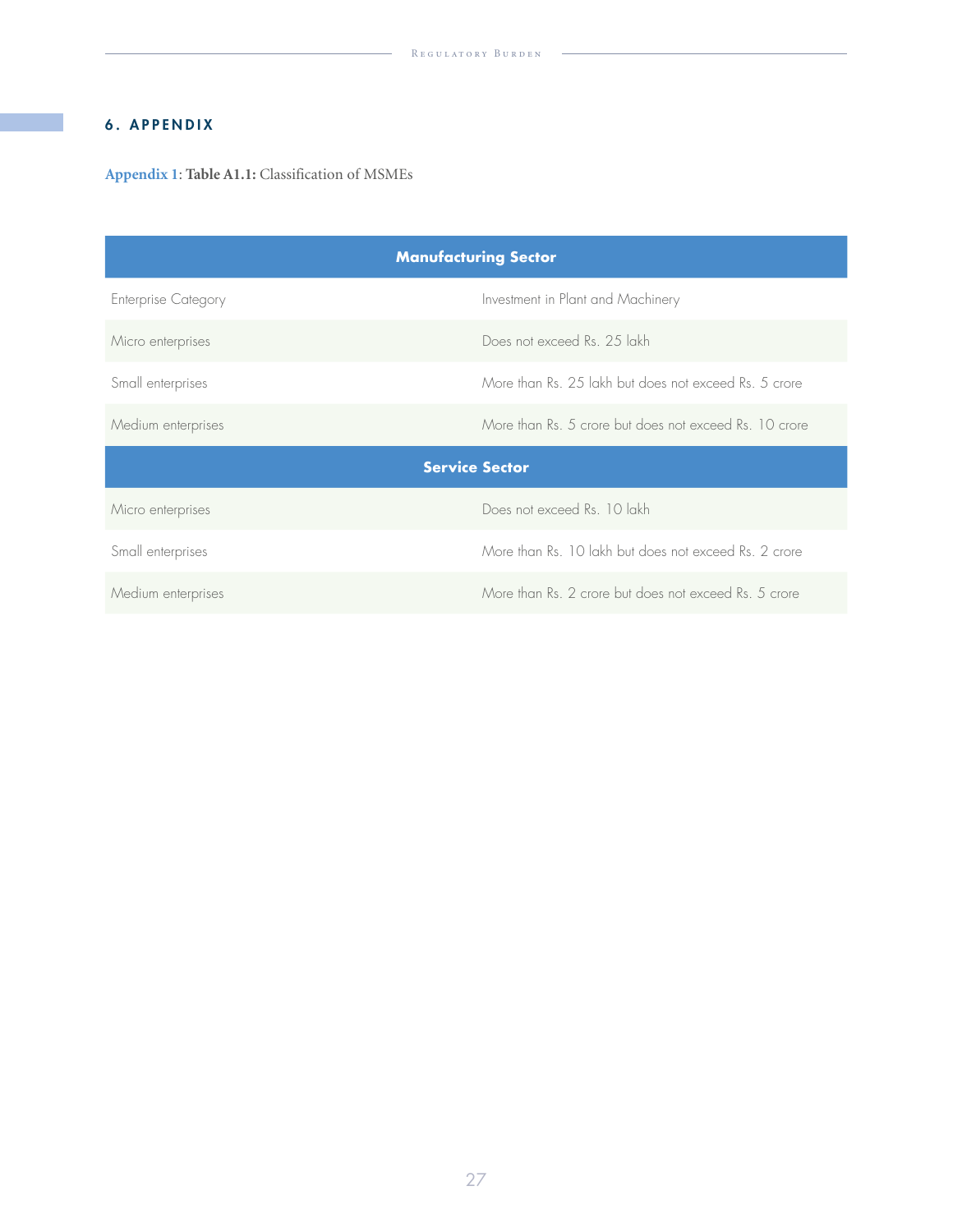## 6. APPENDIX

**Appendix 1**: **Table A1.1:** Classification of MSMEs

| Manufacturing Sector | |
|---|---|
| Enterprise Category | Investment in Plant and Machinery |
| Micro enterprises | Does not exceed Rs. 25 lakh |
| Small enterprises | More than Rs. 25 lakh but does not exceed Rs. 5 crore |
| Medium enterprises | More than Rs. 5 crore but does not exceed Rs. 10 crore |
| **Service Sector** | |
| Micro enterprises | Does not exceed Rs. 10 lakh |
| Small enterprises | More than Rs. 10 lakh but does not exceed Rs. 2 crore |
| Medium enterprises | More than Rs. 2 crore but does not exceed Rs. 5 crore |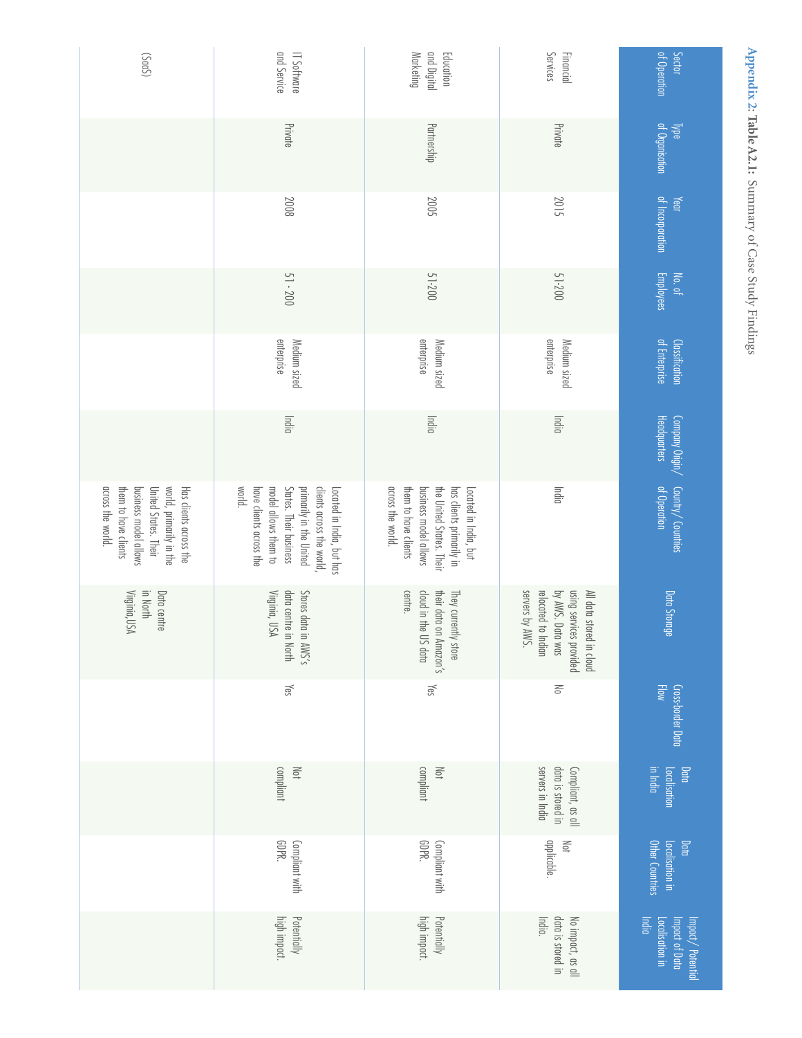**Appendix 2: Table A2.1:** Summary of Case Study Findings

| Sector of Operation | Type of Organisation | Year of Incorporation | No. of Employees | Classification of Enterprise | Company Origin/ Headquarters | Country/ Countries of Operation | Data Storage | Cross-border Data Flow | Data Localisation in India | Data Localisation in Other Countries | Impact/ Potential Impact of Data Localisation in India |
|---|---|---|---|---|---|---|---|---|---|---|---|
| Financial Services | Private | 2015 | 51-200 | Medium sized enterprise | India | India | All data stored in cloud using services provided by AWS. Data was relocated to Indian servers by AWS. | No | Compliant, as all data is stored in servers in India | Not applicable. | No impact, as all data is stored in India. |
| Education and Digital Marketing | Partnership | 2005 | 51-200 | Medium sized enterprise | India | Located in India, but has clients primarily in the United States. Their business model allows them to have clients across the world. | They currently store their data on Amazon's cloud in the US data centre. | Yes | Not compliant | Compliant with GDPR. | Potentially high impact. |
| IT Software and Service | Private | 2008 | 51 - 200 | Medium sized enterprise | India | Located in India, but has clients across the world, primarily in the United States. Their business model allows them to have clients across the world. | Stores data in AWS's data centre in North Virginia, USA | Yes | Not compliant | Compliant with GDPR. | Potentially high impact. |
| (SaaS) | | | | | | Has clients across the world, primarily in the United States. Their business model allows them to have clients across the world. | Data centre in North Virginia,USA | | | | |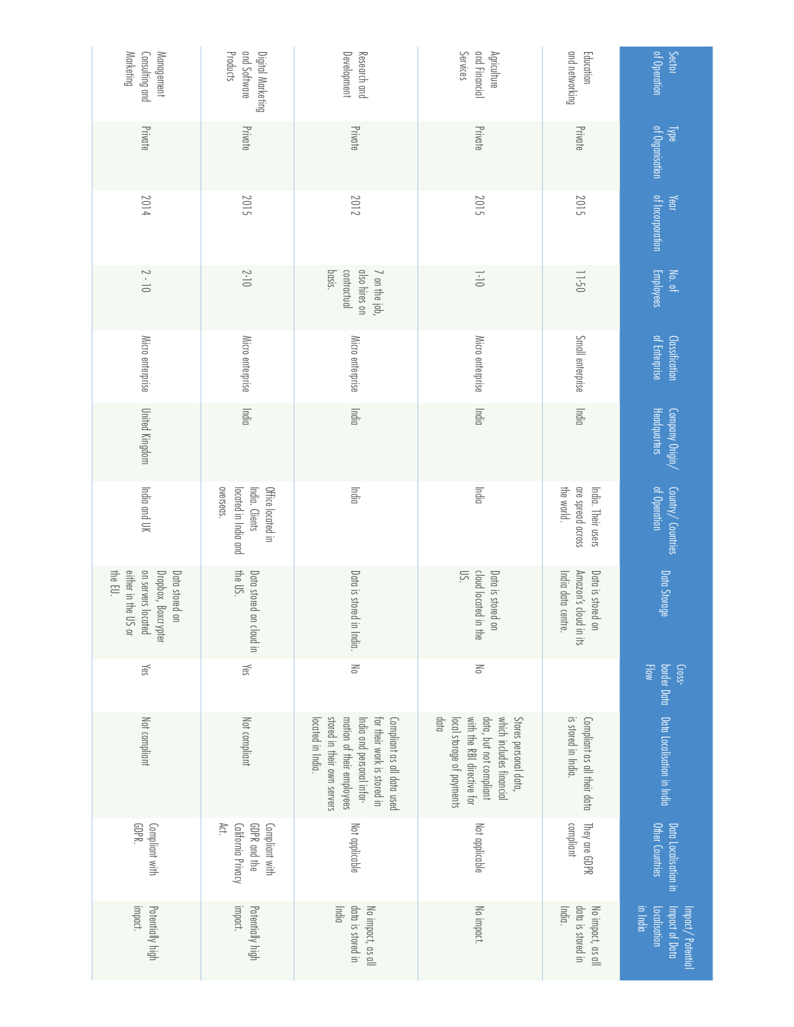| Sector of Operation | Type of Organisation | Year of Incorporation | No. of Employees | Classification of Enterprise | Company Origin/ Headquarters | Country/ Countries of Operation | Data Storage | Cross-border Data Flow | Data Localisation in India | Data Localisation in Other Countries | Impact/ Potential Impact of Data Localisation in India |
|---|---|---|---|---|---|---|---|---|---|---|---|
| Education and networking | Private | 2015 | 11-50 | Small enterprise | India | India. Their users are spread across the world. | Data is stored on Amazon's cloud in its India data centre. | | Compliant as all their data is stored in India. | They are GDPR compliant | No impact, as all data is stored in India. |
| Agriculture and Financial Services | Private | 2015 | 1-10 | Micro enterprise | India | India | Data is stored on cloud located in the US. | No | Stores personal data, which includes financial data, but not compliant with the RBI directive for local storage of payments data | Not applicable | No impact. |
| Research and Development | Private | 2012 | 7 on the job, also hires on contractual basis. | Micro enterprise | India | India | Data is stored in India. | No | Compliant as all data used for their work is stored in India and personal information of their employees stored in their own servers located in India. | Not applicable | No impact, as all data is stored in India |
| Digital Marketing and Software Products | Private | 2015 | 2-10 | Micro enterprise | India | Office located in India. Clients located in India and overseas. | Data stored on cloud in the US. | Yes | Not compliant | Compliant with GDPR and the California Privacy Act. | Potentially high impact. |
| Management Consulting and Marketing | Private | 2014 | 2 - 10 | Micro enterprise | United Kingdom | India and UK | Data stored on Dropbox, Boxcrypter on servers located either in the US or the EU. | Yes | Not compliant | Compliant with GDPR. | Potentially high impact. |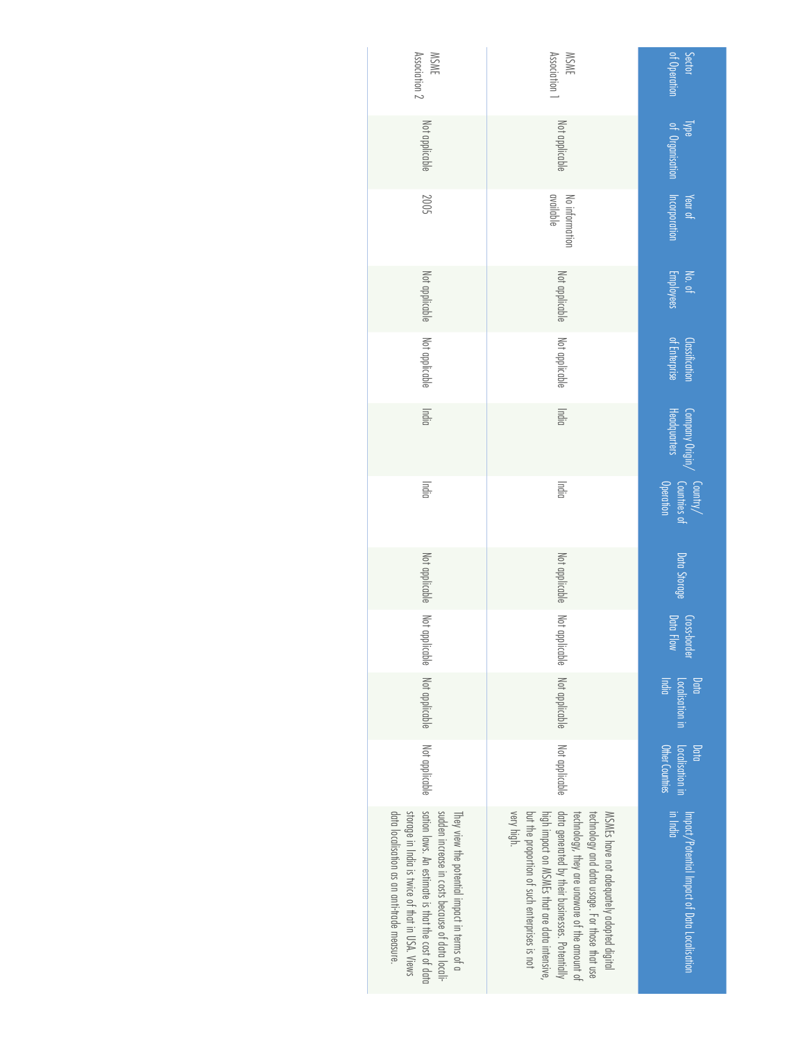| Sector of Operation | Type of Organisation | Year of Incorporation | No. of Employees | Classification of Enterprise | Company Origin/ Headquarters | Country/ Countries of Operation | Data Storage | Cross-border Data Flow | Data Localisation in India | Data Localisation in Other Countries | Impact/Potential Impact of Data Localisation in India |
|---|---|---|---|---|---|---|---|---|---|---|---|
| MSME Association 1 | Not applicable | No information available | Not applicable | Not applicable | India | India | Not applicable | Not applicable | Not applicable | Not applicable | MSMEs have not adequately adopted digital technology and data usage. For those that use technology, they are unaware of the amount of data generated by their businesses. Potentially high impact on MSMEs that are data intensive, but the proportion of such enterprises is not very high. |
| MSME Association 2 | Not applicable | 2005 | Not applicable | Not applicable | India | India | Not applicable | Not applicable | Not applicable | Not applicable | They view the potential impact in terms of a sudden increase in costs because of data localisation laws. An estimate is that the cost of data storage in India is twice of that in USA. Views data localisation as an anti-trade measure. |